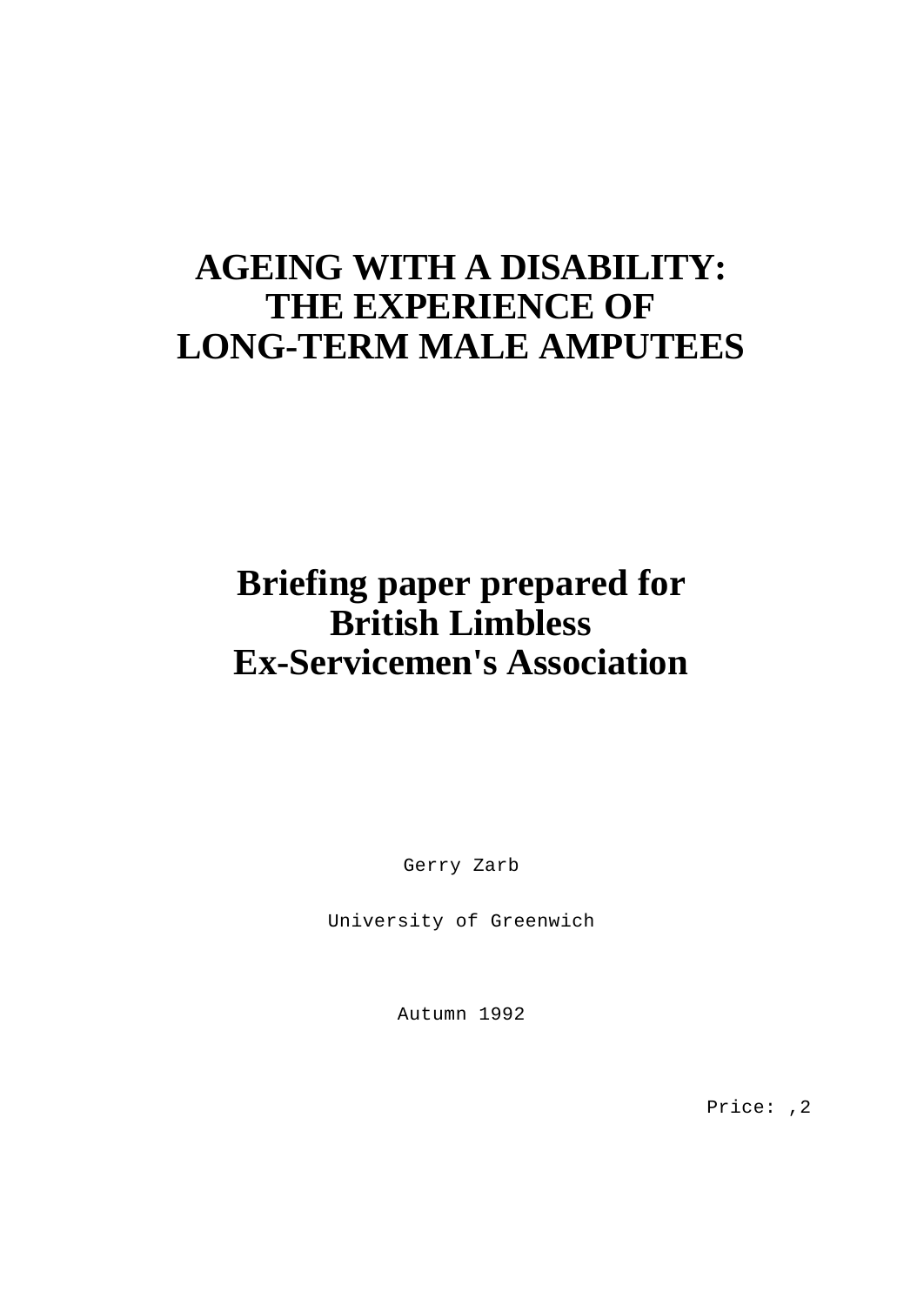# AGEING WITH A DISABILITY: THE EXPERIENCE OF LONG-TERM MALE AMPUTEES

## Briefing paper prepared for British Limbless Ex-Servicemen's Association

Gerry Zarb

University of Greenwich

Autumn 1992

Price: ,2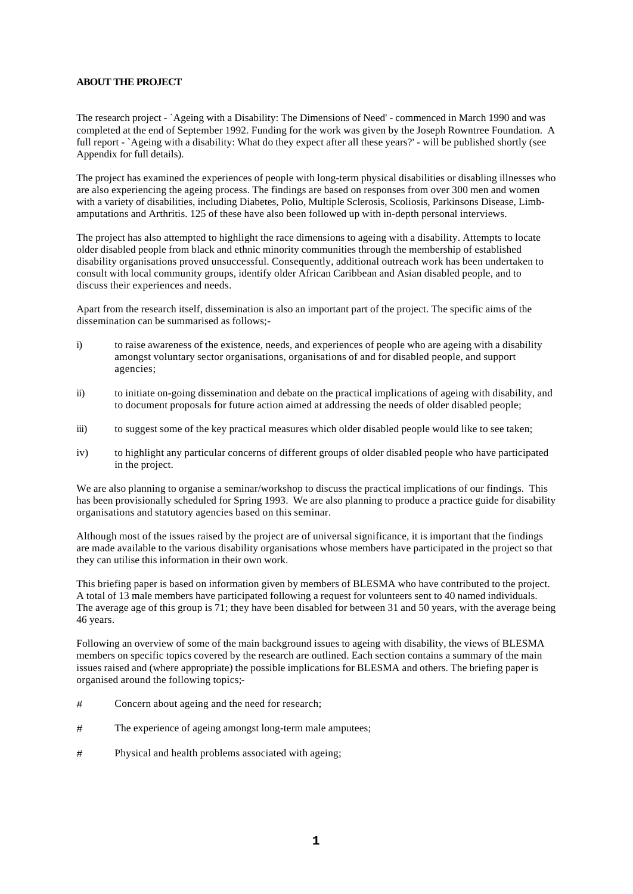**ABOUT THE PROJECT**

The research project - `Ageing with a Disability: The Dimensions of Need' - commenced in March 1990 and was completed at the end of September 1992. Funding for the work was given by the Joseph Rowntree Foundation. A full report - `Ageing with a disability: What do they expect after all these years?' - will be published shortly (see Appendix for full details).

The project has examined the experiences of people with long-term physical disabilities or disabling illnesses who are also experiencing the ageing process. The findings are based on responses from over 300 men and women with a variety of disabilities, including Diabetes, Polio, Multiple Sclerosis, Scoliosis, Parkinsons Disease, Limb-amputations and Arthritis. 125 of these have also been followed up with in-depth personal interviews.

The project has also attempted to highlight the race dimensions to ageing with a disability. Attempts to locate older disabled people from black and ethnic minority communities through the membership of established disability organisations proved unsuccessful. Consequently, additional outreach work has been undertaken to consult with local community groups, identify older African Caribbean and Asian disabled people, and to discuss their experiences and needs.

Apart from the research itself, dissemination is also an important part of the project. The specific aims of the dissemination can be summarised as follows;-

i) to raise awareness of the existence, needs, and experiences of people who are ageing with a disability amongst voluntary sector organisations, organisations of and for disabled people, and support agencies;

ii) to initiate on-going dissemination and debate on the practical implications of ageing with disability, and to document proposals for future action aimed at addressing the needs of older disabled people;

iii) to suggest some of the key practical measures which older disabled people would like to see taken;

iv) to highlight any particular concerns of different groups of older disabled people who have participated in the project.

We are also planning to organise a seminar/workshop to discuss the practical implications of our findings. This has been provisionally scheduled for Spring 1993. We are also planning to produce a practice guide for disability organisations and statutory agencies based on this seminar.

Although most of the issues raised by the project are of universal significance, it is important that the findings are made available to the various disability organisations whose members have participated in the project so that they can utilise this information in their own work.

This briefing paper is based on information given by members of BLESMA who have contributed to the project. A total of 13 male members have participated following a request for volunteers sent to 40 named individuals. The average age of this group is 71; they have been disabled for between 31 and 50 years, with the average being 46 years.

Following an overview of some of the main background issues to ageing with disability, the views of BLESMA members on specific topics covered by the research are outlined. Each section contains a summary of the main issues raised and (where appropriate) the possible implications for BLESMA and others. The briefing paper is organised around the following topics;-

# Concern about ageing and the need for research;

# The experience of ageing amongst long-term male amputees;

# Physical and health problems associated with ageing;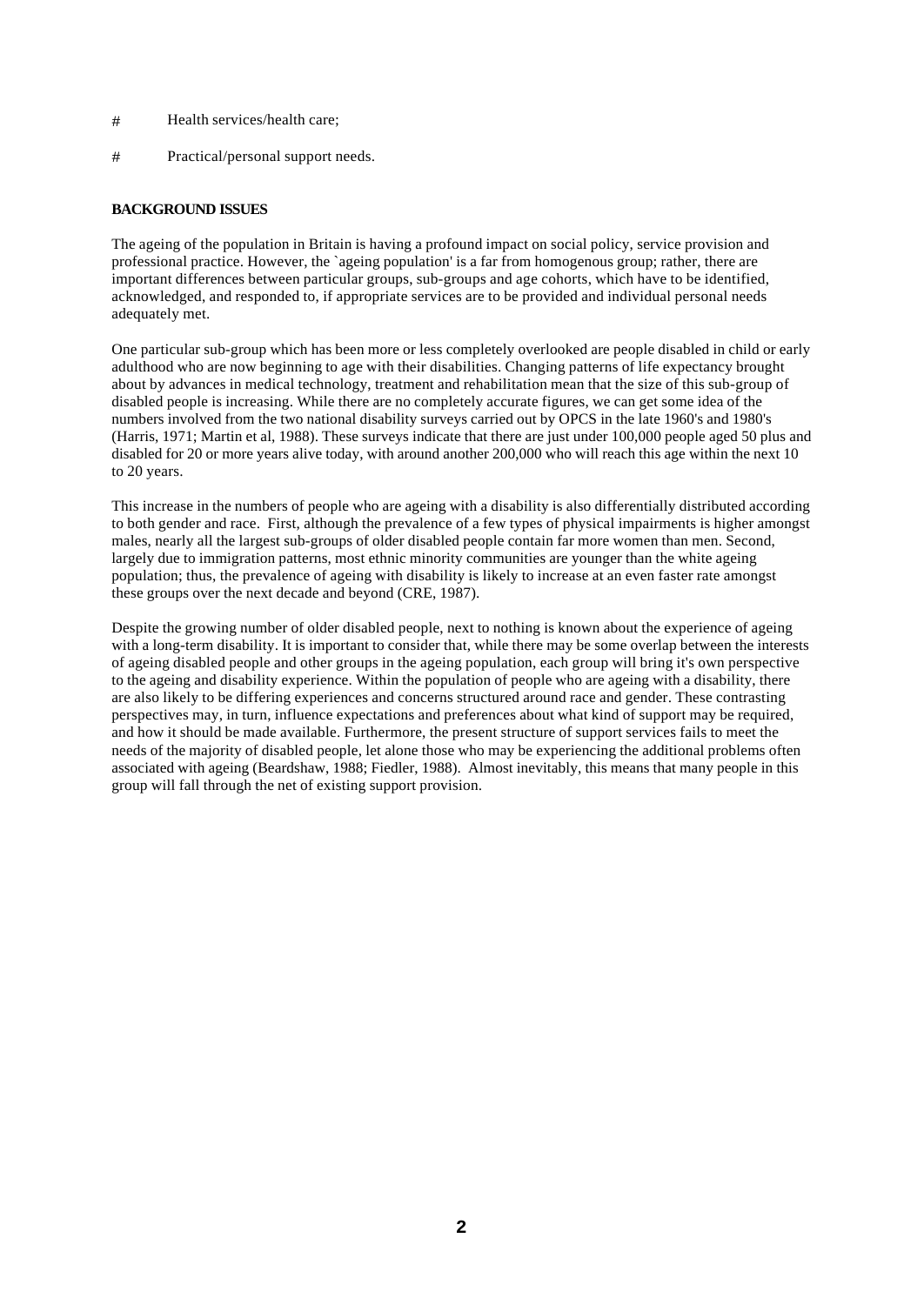- Health services/health care;

- Practical/personal support needs.

**BACKGROUND ISSUES**

The ageing of the population in Britain is having a profound impact on social policy, service provision and professional practice. However, the `ageing population' is a far from homogenous group; rather, there are important differences between particular groups, sub-groups and age cohorts, which have to be identified, acknowledged, and responded to, if appropriate services are to be provided and individual personal needs adequately met.

One particular sub-group which has been more or less completely overlooked are people disabled in child or early adulthood who are now beginning to age with their disabilities. Changing patterns of life expectancy brought about by advances in medical technology, treatment and rehabilitation mean that the size of this sub-group of disabled people is increasing. While there are no completely accurate figures, we can get some idea of the numbers involved from the two national disability surveys carried out by OPCS in the late 1960's and 1980's (Harris, 1971; Martin et al, 1988). These surveys indicate that there are just under 100,000 people aged 50 plus and disabled for 20 or more years alive today, with around another 200,000 who will reach this age within the next 10 to 20 years.

This increase in the numbers of people who are ageing with a disability is also differentially distributed according to both gender and race. First, although the prevalence of a few types of physical impairments is higher amongst males, nearly all the largest sub-groups of older disabled people contain far more women than men. Second, largely due to immigration patterns, most ethnic minority communities are younger than the white ageing population; thus, the prevalence of ageing with disability is likely to increase at an even faster rate amongst these groups over the next decade and beyond (CRE, 1987).

Despite the growing number of older disabled people, next to nothing is known about the experience of ageing with a long-term disability. It is important to consider that, while there may be some overlap between the interests of ageing disabled people and other groups in the ageing population, each group will bring it's own perspective to the ageing and disability experience. Within the population of people who are ageing with a disability, there are also likely to be differing experiences and concerns structured around race and gender. These contrasting perspectives may, in turn, influence expectations and preferences about what kind of support may be required, and how it should be made available. Furthermore, the present structure of support services fails to meet the needs of the majority of disabled people, let alone those who may be experiencing the additional problems often associated with ageing (Beardshaw, 1988; Fiedler, 1988). Almost inevitably, this means that many people in this group will fall through the net of existing support provision.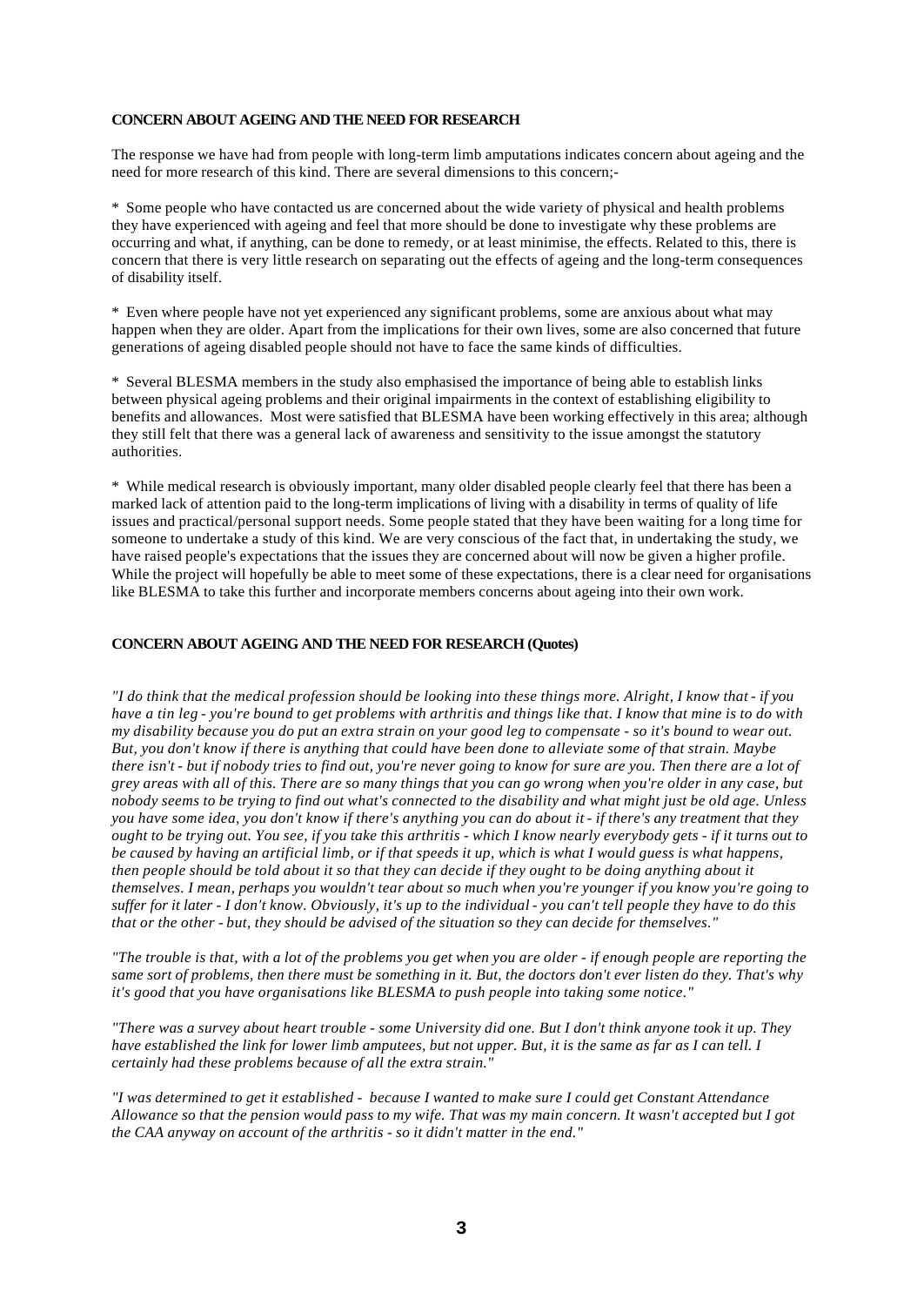**CONCERN ABOUT AGEING AND THE NEED FOR RESEARCH**

The response we have had from people with long-term limb amputations indicates concern about ageing and the need for more research of this kind. There are several dimensions to this concern;-

* Some people who have contacted us are concerned about the wide variety of physical and health problems they have experienced with ageing and feel that more should be done to investigate why these problems are occurring and what, if anything, can be done to remedy, or at least minimise, the effects. Related to this, there is concern that there is very little research on separating out the effects of ageing and the long-term consequences of disability itself.

* Even where people have not yet experienced any significant problems, some are anxious about what may happen when they are older. Apart from the implications for their own lives, some are also concerned that future generations of ageing disabled people should not have to face the same kinds of difficulties.

* Several BLESMA members in the study also emphasised the importance of being able to establish links between physical ageing problems and their original impairments in the context of establishing eligibility to benefits and allowances. Most were satisfied that BLESMA have been working effectively in this area; although they still felt that there was a general lack of awareness and sensitivity to the issue amongst the statutory authorities.

* While medical research is obviously important, many older disabled people clearly feel that there has been a marked lack of attention paid to the long-term implications of living with a disability in terms of quality of life issues and practical/personal support needs. Some people stated that they have been waiting for a long time for someone to undertake a study of this kind. We are very conscious of the fact that, in undertaking the study, we have raised people's expectations that the issues they are concerned about will now be given a higher profile. While the project will hopefully be able to meet some of these expectations, there is a clear need for organisations like BLESMA to take this further and incorporate members concerns about ageing into their own work.

**CONCERN ABOUT AGEING AND THE NEED FOR RESEARCH (Quotes)**

*"I do think that the medical profession should be looking into these things more. Alright, I know that - if you have a tin leg - you're bound to get problems with arthritis and things like that. I know that mine is to do with my disability because you do put an extra strain on your good leg to compensate - so it's bound to wear out. But, you don't know if there is anything that could have been done to alleviate some of that strain. Maybe there isn't - but if nobody tries to find out, you're never going to know for sure are you. Then there are a lot of grey areas with all of this. There are so many things that you can go wrong when you're older in any case, but nobody seems to be trying to find out what's connected to the disability and what might just be old age. Unless you have some idea, you don't know if there's anything you can do about it - if there's any treatment that they ought to be trying out. You see, if you take this arthritis - which I know nearly everybody gets - if it turns out to be caused by having an artificial limb, or if that speeds it up, which is what I would guess is what happens, then people should be told about it so that they can decide if they ought to be doing anything about it themselves. I mean, perhaps you wouldn't tear about so much when you're younger if you know you're going to suffer for it later - I don't know. Obviously, it's up to the individual - you can't tell people they have to do this that or the other - but, they should be advised of the situation so they can decide for themselves."*

*"The trouble is that, with a lot of the problems you get when you are older - if enough people are reporting the same sort of problems, then there must be something in it. But, the doctors don't ever listen do they. That's why it's good that you have organisations like BLESMA to push people into taking some notice."*

*"There was a survey about heart trouble - some University did one. But I don't think anyone took it up. They have established the link for lower limb amputees, but not upper. But, it is the same as far as I can tell. I certainly had these problems because of all the extra strain."*

*"I was determined to get it established - because I wanted to make sure I could get Constant Attendance Allowance so that the pension would pass to my wife. That was my main concern. It wasn't accepted but I got the CAA anyway on account of the arthritis - so it didn't matter in the end."*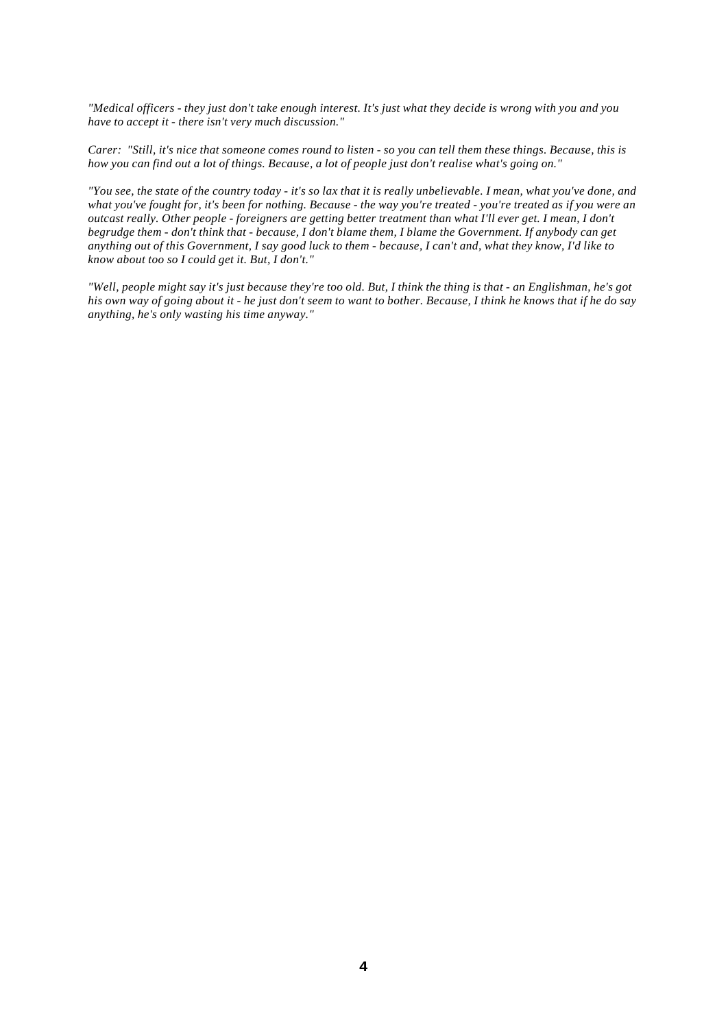*"Medical officers - they just don't take enough interest. It's just what they decide is wrong with you and you have to accept it - there isn't very much discussion."*

*Carer: "Still, it's nice that someone comes round to listen - so you can tell them these things. Because, this is how you can find out a lot of things. Because, a lot of people just don't realise what's going on."*

*"You see, the state of the country today - it's so lax that it is really unbelievable. I mean, what you've done, and what you've fought for, it's been for nothing. Because - the way you're treated - you're treated as if you were an outcast really. Other people - foreigners are getting better treatment than what I'll ever get. I mean, I don't begrudge them - don't think that - because, I don't blame them, I blame the Government. If anybody can get anything out of this Government, I say good luck to them - because, I can't and, what they know, I'd like to know about too so I could get it. But, I don't."*

*"Well, people might say it's just because they're too old. But, I think the thing is that - an Englishman, he's got his own way of going about it - he just don't seem to want to bother. Because, I think he knows that if he do say anything, he's only wasting his time anyway."*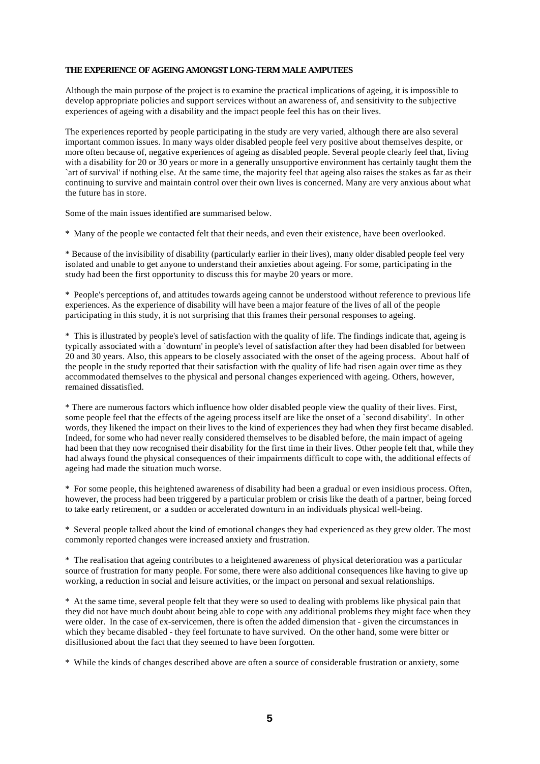**THE EXPERIENCE OF AGEING AMONGST LONG-TERM MALE AMPUTEES**

Although the main purpose of the project is to examine the practical implications of ageing, it is impossible to develop appropriate policies and support services without an awareness of, and sensitivity to the subjective experiences of ageing with a disability and the impact people feel this has on their lives.

The experiences reported by people participating in the study are very varied, although there are also several important common issues. In many ways older disabled people feel very positive about themselves despite, or more often because of, negative experiences of ageing as disabled people. Several people clearly feel that, living with a disability for 20 or 30 years or more in a generally unsupportive environment has certainly taught them the `art of survival' if nothing else. At the same time, the majority feel that ageing also raises the stakes as far as their continuing to survive and maintain control over their own lives is concerned. Many are very anxious about what the future has in store.

Some of the main issues identified are summarised below.

* Many of the people we contacted felt that their needs, and even their existence, have been overlooked.

* Because of the invisibility of disability (particularly earlier in their lives), many older disabled people feel very isolated and unable to get anyone to understand their anxieties about ageing. For some, participating in the study had been the first opportunity to discuss this for maybe 20 years or more.

* People's perceptions of, and attitudes towards ageing cannot be understood without reference to previous life experiences. As the experience of disability will have been a major feature of the lives of all of the people participating in this study, it is not surprising that this frames their personal responses to ageing.

* This is illustrated by people's level of satisfaction with the quality of life. The findings indicate that, ageing is typically associated with a `downturn' in people's level of satisfaction after they had been disabled for between 20 and 30 years. Also, this appears to be closely associated with the onset of the ageing process. About half of the people in the study reported that their satisfaction with the quality of life had risen again over time as they accommodated themselves to the physical and personal changes experienced with ageing. Others, however, remained dissatisfied.

* There are numerous factors which influence how older disabled people view the quality of their lives. First, some people feel that the effects of the ageing process itself are like the onset of a `second disability'. In other words, they likened the impact on their lives to the kind of experiences they had when they first became disabled. Indeed, for some who had never really considered themselves to be disabled before, the main impact of ageing had been that they now recognised their disability for the first time in their lives. Other people felt that, while they had always found the physical consequences of their impairments difficult to cope with, the additional effects of ageing had made the situation much worse.

* For some people, this heightened awareness of disability had been a gradual or even insidious process. Often, however, the process had been triggered by a particular problem or crisis like the death of a partner, being forced to take early retirement, or a sudden or accelerated downturn in an individuals physical well-being.

* Several people talked about the kind of emotional changes they had experienced as they grew older. The most commonly reported changes were increased anxiety and frustration.

* The realisation that ageing contributes to a heightened awareness of physical deterioration was a particular source of frustration for many people. For some, there were also additional consequences like having to give up working, a reduction in social and leisure activities, or the impact on personal and sexual relationships.

* At the same time, several people felt that they were so used to dealing with problems like physical pain that they did not have much doubt about being able to cope with any additional problems they might face when they were older. In the case of ex-servicemen, there is often the added dimension that - given the circumstances in which they became disabled - they feel fortunate to have survived. On the other hand, some were bitter or disillusioned about the fact that they seemed to have been forgotten.

* While the kinds of changes described above are often a source of considerable frustration or anxiety, some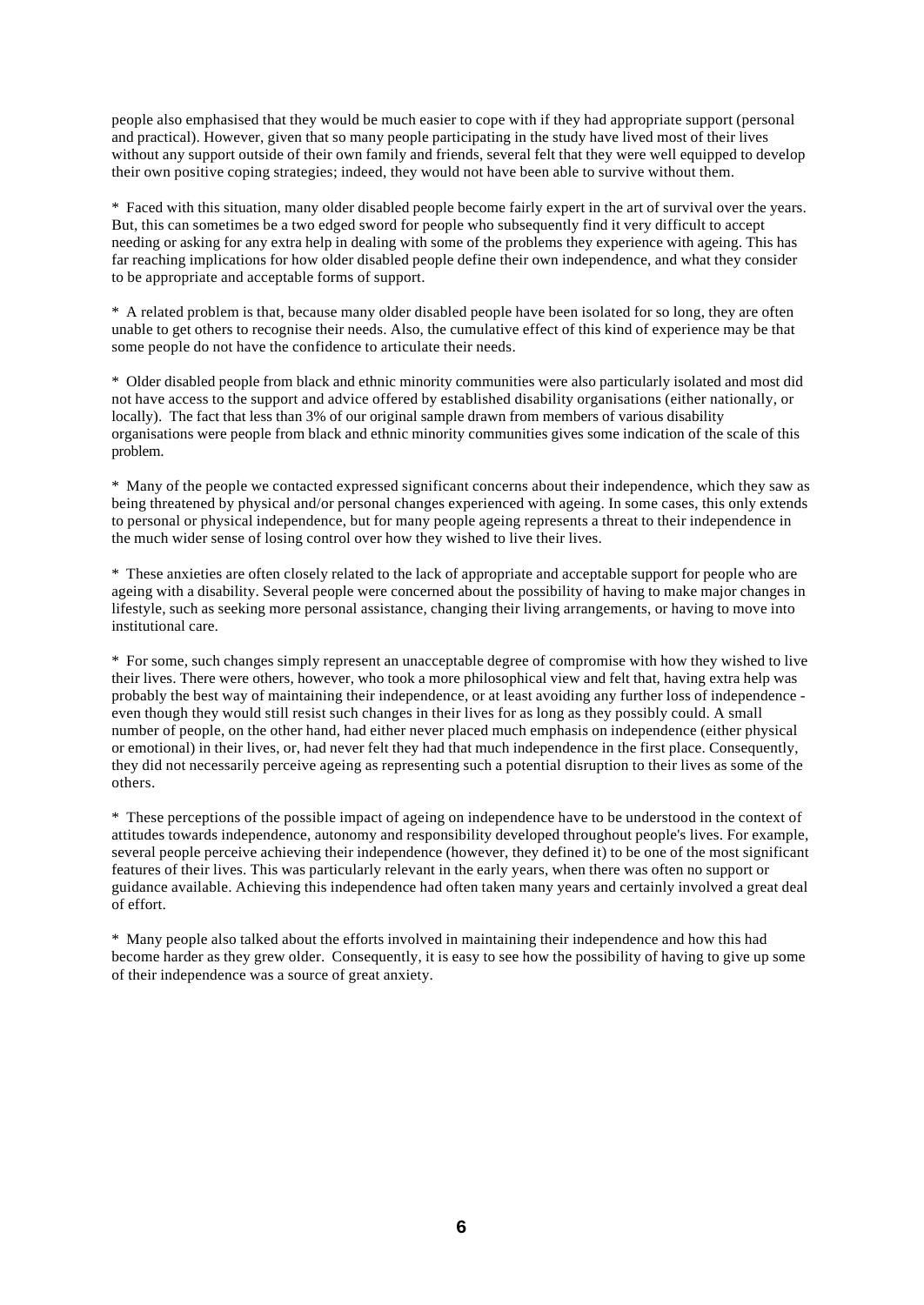people also emphasised that they would be much easier to cope with if they had appropriate support (personal and practical). However, given that so many people participating in the study have lived most of their lives without any support outside of their own family and friends, several felt that they were well equipped to develop their own positive coping strategies; indeed, they would not have been able to survive without them.

* Faced with this situation, many older disabled people become fairly expert in the art of survival over the years. But, this can sometimes be a two edged sword for people who subsequently find it very difficult to accept needing or asking for any extra help in dealing with some of the problems they experience with ageing. This has far reaching implications for how older disabled people define their own independence, and what they consider to be appropriate and acceptable forms of support.

* A related problem is that, because many older disabled people have been isolated for so long, they are often unable to get others to recognise their needs. Also, the cumulative effect of this kind of experience may be that some people do not have the confidence to articulate their needs.

* Older disabled people from black and ethnic minority communities were also particularly isolated and most did not have access to the support and advice offered by established disability organisations (either nationally, or locally). The fact that less than 3% of our original sample drawn from members of various disability organisations were people from black and ethnic minority communities gives some indication of the scale of this problem.

* Many of the people we contacted expressed significant concerns about their independence, which they saw as being threatened by physical and/or personal changes experienced with ageing. In some cases, this only extends to personal or physical independence, but for many people ageing represents a threat to their independence in the much wider sense of losing control over how they wished to live their lives.

* These anxieties are often closely related to the lack of appropriate and acceptable support for people who are ageing with a disability. Several people were concerned about the possibility of having to make major changes in lifestyle, such as seeking more personal assistance, changing their living arrangements, or having to move into institutional care.

* For some, such changes simply represent an unacceptable degree of compromise with how they wished to live their lives. There were others, however, who took a more philosophical view and felt that, having extra help was probably the best way of maintaining their independence, or at least avoiding any further loss of independence - even though they would still resist such changes in their lives for as long as they possibly could. A small number of people, on the other hand, had either never placed much emphasis on independence (either physical or emotional) in their lives, or, had never felt they had that much independence in the first place. Consequently, they did not necessarily perceive ageing as representing such a potential disruption to their lives as some of the others.

* These perceptions of the possible impact of ageing on independence have to be understood in the context of attitudes towards independence, autonomy and responsibility developed throughout people's lives. For example, several people perceive achieving their independence (however, they defined it) to be one of the most significant features of their lives. This was particularly relevant in the early years, when there was often no support or guidance available. Achieving this independence had often taken many years and certainly involved a great deal of effort.

* Many people also talked about the efforts involved in maintaining their independence and how this had become harder as they grew older. Consequently, it is easy to see how the possibility of having to give up some of their independence was a source of great anxiety.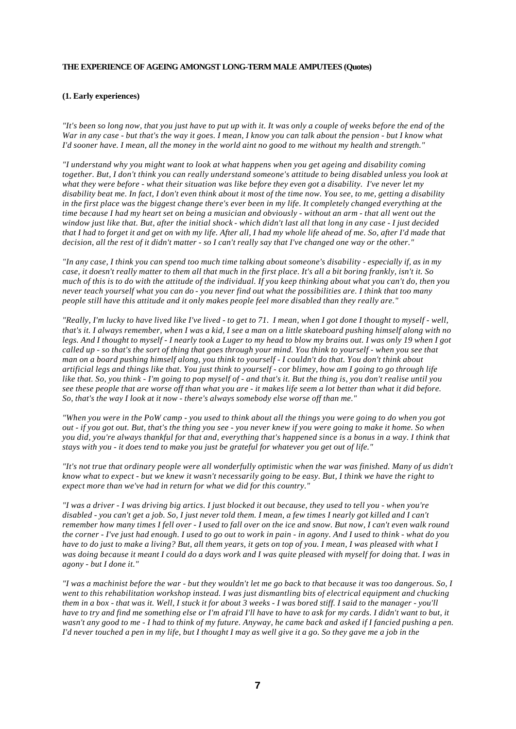**THE EXPERIENCE OF AGEING AMONGST LONG-TERM MALE AMPUTEES (Quotes)**

**(1. Early experiences)**

*"It's been so long now, that you just have to put up with it. It was only a couple of weeks before the end of the War in any case - but that's the way it goes. I mean, I know you can talk about the pension - but I know what I'd sooner have. I mean, all the money in the world aint no good to me without my health and strength."*

*"I understand why you might want to look at what happens when you get ageing and disability coming together. But, I don't think you can really understand someone's attitude to being disabled unless you look at what they were before - what their situation was like before they even got a disability. I've never let my disability beat me. In fact, I don't even think about it most of the time now. You see, to me, getting a disability in the first place was the biggest change there's ever been in my life. It completely changed everything at the time because I had my heart set on being a musician and obviously - without an arm - that all went out the window just like that. But, after the initial shock - which didn't last all that long in any case - I just decided that I had to forget it and get on with my life. After all, I had my whole life ahead of me. So, after I'd made that decision, all the rest of it didn't matter - so I can't really say that I've changed one way or the other."*

*"In any case, I think you can spend too much time talking about someone's disability - especially if, as in my case, it doesn't really matter to them all that much in the first place. It's all a bit boring frankly, isn't it. So much of this is to do with the attitude of the individual. If you keep thinking about what you can't do, then you never teach yourself what you can do - you never find out what the possibilities are. I think that too many people still have this attitude and it only makes people feel more disabled than they really are."*

*"Really, I'm lucky to have lived like I've lived - to get to 71. I mean, when I got done I thought to myself - well, that's it. I always remember, when I was a kid, I see a man on a little skateboard pushing himself along with no legs. And I thought to myself - I nearly took a Luger to my head to blow my brains out. I was only 19 when I got called up - so that's the sort of thing that goes through your mind. You think to yourself - when you see that man on a board pushing himself along, you think to yourself - I couldn't do that. You don't think about artificial legs and things like that. You just think to yourself - cor blimey, how am I going to go through life like that. So, you think - I'm going to pop myself of - and that's it. But the thing is, you don't realise until you see these people that are worse off than what you are - it makes life seem a lot better than what it did before. So, that's the way I look at it now - there's always somebody else worse off than me."*

*"When you were in the PoW camp - you used to think about all the things you were going to do when you got out - if you got out. But, that's the thing you see - you never knew if you were going to make it home. So when you did, you're always thankful for that and, everything that's happened since is a bonus in a way. I think that stays with you - it does tend to make you just be grateful for whatever you get out of life."*

*"It's not true that ordinary people were all wonderfully optimistic when the war was finished. Many of us didn't know what to expect - but we knew it wasn't necessarily going to be easy. But, I think we have the right to expect more than we've had in return for what we did for this country."*

*"I was a driver - I was driving big artics. I just blocked it out because, they used to tell you - when you're disabled - you can't get a job. So, I just never told them. I mean, a few times I nearly got killed and I can't remember how many times I fell over - I used to fall over on the ice and snow. But now, I can't even walk round the corner - I've just had enough. I used to go out to work in pain - in agony. And I used to think - what do you have to do just to make a living? But, all them years, it gets on top of you. I mean, I was pleased with what I was doing because it meant I could do a days work and I was quite pleased with myself for doing that. I was in agony - but I done it."*

*"I was a machinist before the war - but they wouldn't let me go back to that because it was too dangerous. So, I went to this rehabilitation workshop instead. I was just dismantling bits of electrical equipment and chucking them in a box - that was it. Well, I stuck it for about 3 weeks - I was bored stiff. I said to the manager - you'll have to try and find me something else or I'm afraid I'll have to have to ask for my cards. I didn't want to but, it wasn't any good to me - I had to think of my future. Anyway, he came back and asked if I fancied pushing a pen. I'd never touched a pen in my life, but I thought I may as well give it a go. So they gave me a job in the*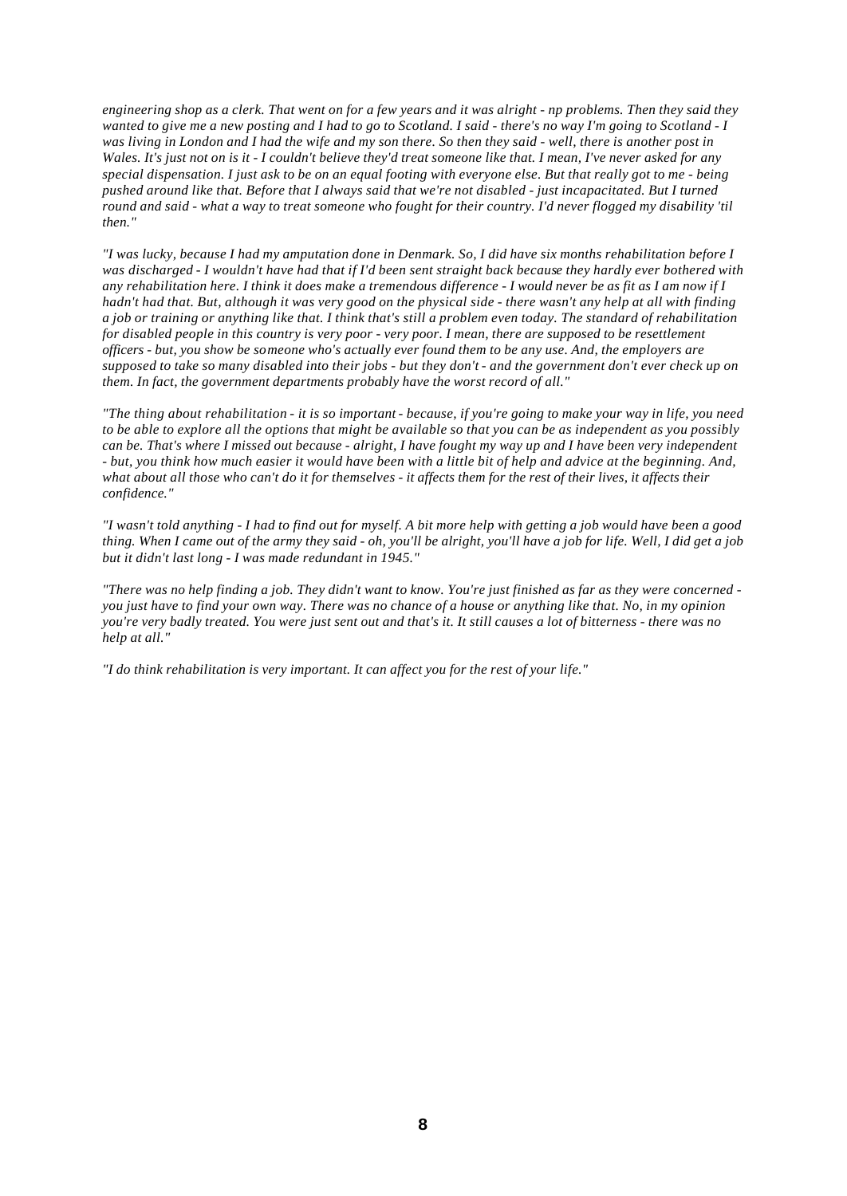*engineering shop as a clerk. That went on for a few years and it was alright - np problems. Then they said they wanted to give me a new posting and I had to go to Scotland. I said - there's no way I'm going to Scotland - I was living in London and I had the wife and my son there. So then they said - well, there is another post in Wales. It's just not on is it - I couldn't believe they'd treat someone like that. I mean, I've never asked for any special dispensation. I just ask to be on an equal footing with everyone else. But that really got to me - being pushed around like that. Before that I always said that we're not disabled - just incapacitated. But I turned round and said - what a way to treat someone who fought for their country. I'd never flogged my disability 'til then."*

*"I was lucky, because I had my amputation done in Denmark. So, I did have six months rehabilitation before I was discharged - I wouldn't have had that if I'd been sent straight back because they hardly ever bothered with any rehabilitation here. I think it does make a tremendous difference - I would never be as fit as I am now if I hadn't had that. But, although it was very good on the physical side - there wasn't any help at all with finding a job or training or anything like that. I think that's still a problem even today. The standard of rehabilitation for disabled people in this country is very poor - very poor. I mean, there are supposed to be resettlement officers - but, you show be someone who's actually ever found them to be any use. And, the employers are supposed to take so many disabled into their jobs - but they don't - and the government don't ever check up on them. In fact, the government departments probably have the worst record of all."*

*"The thing about rehabilitation - it is so important - because, if you're going to make your way in life, you need to be able to explore all the options that might be available so that you can be as independent as you possibly can be. That's where I missed out because - alright, I have fought my way up and I have been very independent - but, you think how much easier it would have been with a little bit of help and advice at the beginning. And, what about all those who can't do it for themselves - it affects them for the rest of their lives, it affects their confidence."*

*"I wasn't told anything - I had to find out for myself. A bit more help with getting a job would have been a good thing. When I came out of the army they said - oh, you'll be alright, you'll have a job for life. Well, I did get a job but it didn't last long - I was made redundant in 1945."*

*"There was no help finding a job. They didn't want to know. You're just finished as far as they were concerned - you just have to find your own way. There was no chance of a house or anything like that. No, in my opinion you're very badly treated. You were just sent out and that's it. It still causes a lot of bitterness - there was no help at all."*

*"I do think rehabilitation is very important. It can affect you for the rest of your life."*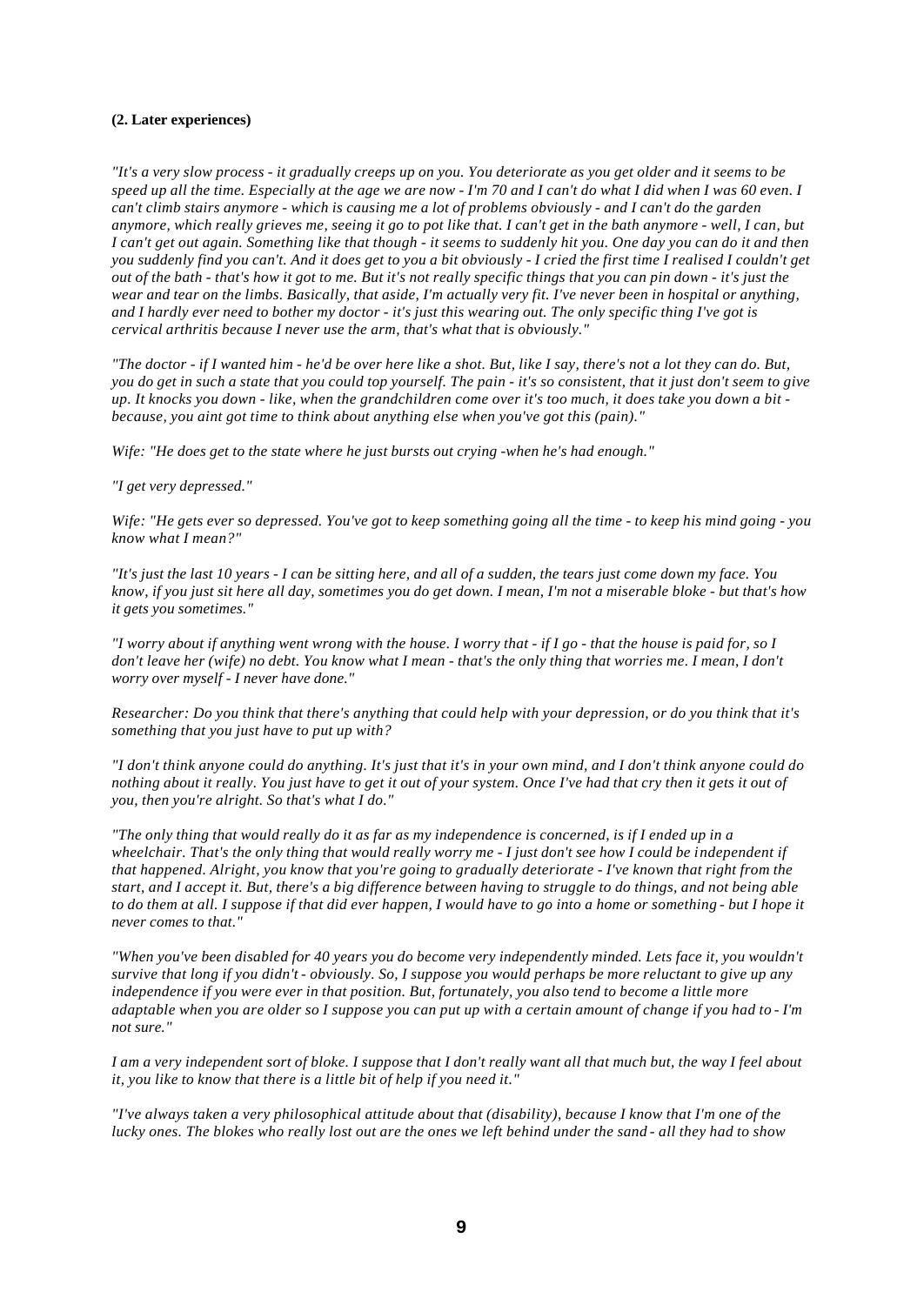**(2. Later experiences)**

*"It's a very slow process - it gradually creeps up on you. You deteriorate as you get older and it seems to be speed up all the time. Especially at the age we are now - I'm 70 and I can't do what I did when I was 60 even. I can't climb stairs anymore - which is causing me a lot of problems obviously - and I can't do the garden anymore, which really grieves me, seeing it go to pot like that. I can't get in the bath anymore - well, I can, but I can't get out again. Something like that though - it seems to suddenly hit you. One day you can do it and then you suddenly find you can't. And it does get to you a bit obviously - I cried the first time I realised I couldn't get out of the bath - that's how it got to me. But it's not really specific things that you can pin down - it's just the wear and tear on the limbs. Basically, that aside, I'm actually very fit. I've never been in hospital or anything, and I hardly ever need to bother my doctor - it's just this wearing out. The only specific thing I've got is cervical arthritis because I never use the arm, that's what that is obviously."*

*"The doctor - if I wanted him - he'd be over here like a shot. But, like I say, there's not a lot they can do. But, you do get in such a state that you could top yourself. The pain - it's so consistent, that it just don't seem to give up. It knocks you down - like, when the grandchildren come over it's too much, it does take you down a bit - because, you aint got time to think about anything else when you've got this (pain)."*

*Wife: "He does get to the state where he just bursts out crying -when he's had enough."*

*"I get very depressed."*

*Wife: "He gets ever so depressed. You've got to keep something going all the time - to keep his mind going - you know what I mean?"*

*"It's just the last 10 years - I can be sitting here, and all of a sudden, the tears just come down my face. You know, if you just sit here all day, sometimes you do get down. I mean, I'm not a miserable bloke - but that's how it gets you sometimes."*

*"I worry about if anything went wrong with the house. I worry that - if I go - that the house is paid for, so I don't leave her (wife) no debt. You know what I mean - that's the only thing that worries me. I mean, I don't worry over myself - I never have done."*

*Researcher: Do you think that there's anything that could help with your depression, or do you think that it's something that you just have to put up with?*

*"I don't think anyone could do anything. It's just that it's in your own mind, and I don't think anyone could do nothing about it really. You just have to get it out of your system. Once I've had that cry then it gets it out of you, then you're alright. So that's what I do."*

*"The only thing that would really do it as far as my independence is concerned, is if I ended up in a wheelchair. That's the only thing that would really worry me - I just don't see how I could be independent if that happened. Alright, you know that you're going to gradually deteriorate - I've known that right from the start, and I accept it. But, there's a big difference between having to struggle to do things, and not being able to do them at all. I suppose if that did ever happen, I would have to go into a home or something - but I hope it never comes to that."*

*"When you've been disabled for 40 years you do become very independently minded. Lets face it, you wouldn't survive that long if you didn't - obviously. So, I suppose you would perhaps be more reluctant to give up any independence if you were ever in that position. But, fortunately, you also tend to become a little more adaptable when you are older so I suppose you can put up with a certain amount of change if you had to - I'm not sure."*

*I am a very independent sort of bloke. I suppose that I don't really want all that much but, the way I feel about it, you like to know that there is a little bit of help if you need it."*

*"I've always taken a very philosophical attitude about that (disability), because I know that I'm one of the lucky ones. The blokes who really lost out are the ones we left behind under the sand - all they had to show*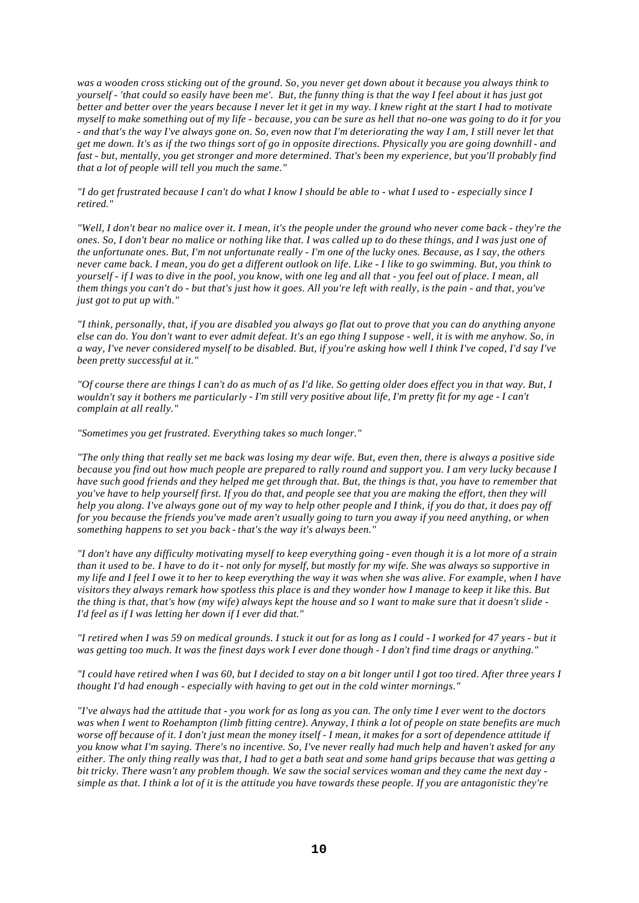*was a wooden cross sticking out of the ground. So, you never get down about it because you always think to yourself - 'that could so easily have been me'. But, the funny thing is that the way I feel about it has just got better and better over the years because I never let it get in my way. I knew right at the start I had to motivate myself to make something out of my life - because, you can be sure as hell that no-one was going to do it for you - and that's the way I've always gone on. So, even now that I'm deteriorating the way I am, I still never let that get me down. It's as if the two things sort of go in opposite directions. Physically you are going downhill - and fast - but, mentally, you get stronger and more determined. That's been my experience, but you'll probably find that a lot of people will tell you much the same."*

*"I do get frustrated because I can't do what I know I should be able to - what I used to - especially since I retired."*

*"Well, I don't bear no malice over it. I mean, it's the people under the ground who never come back - they're the ones. So, I don't bear no malice or nothing like that. I was called up to do these things, and I was just one of the unfortunate ones. But, I'm not unfortunate really - I'm one of the lucky ones. Because, as I say, the others never came back. I mean, you do get a different outlook on life. Like - I like to go swimming. But, you think to yourself - if I was to dive in the pool, you know, with one leg and all that - you feel out of place. I mean, all them things you can't do - but that's just how it goes. All you're left with really, is the pain - and that, you've just got to put up with."*

*"I think, personally, that, if you are disabled you always go flat out to prove that you can do anything anyone else can do. You don't want to ever admit defeat. It's an ego thing I suppose - well, it is with me anyhow. So, in a way, I've never considered myself to be disabled. But, if you're asking how well I think I've coped, I'd say I've been pretty successful at it."*

*"Of course there are things I can't do as much of as I'd like. So getting older does effect you in that way. But, I wouldn't say it bothers me particularly - I'm still very positive about life, I'm pretty fit for my age - I can't complain at all really."*

*"Sometimes you get frustrated. Everything takes so much longer."*

*"The only thing that really set me back was losing my dear wife. But, even then, there is always a positive side because you find out how much people are prepared to rally round and support you. I am very lucky because I have such good friends and they helped me get through that. But, the things is that, you have to remember that you've have to help yourself first. If you do that, and people see that you are making the effort, then they will help you along. I've always gone out of my way to help other people and I think, if you do that, it does pay off for you because the friends you've made aren't usually going to turn you away if you need anything, or when something happens to set you back - that's the way it's always been."*

*"I don't have any difficulty motivating myself to keep everything going - even though it is a lot more of a strain than it used to be. I have to do it - not only for myself, but mostly for my wife. She was always so supportive in my life and I feel I owe it to her to keep everything the way it was when she was alive. For example, when I have visitors they always remark how spotless this place is and they wonder how I manage to keep it like this. But the thing is that, that's how (my wife) always kept the house and so I want to make sure that it doesn't slide - I'd feel as if I was letting her down if I ever did that."*

*"I retired when I was 59 on medical grounds. I stuck it out for as long as I could - I worked for 47 years - but it was getting too much. It was the finest days work I ever done though - I don't find time drags or anything."*

*"I could have retired when I was 60, but I decided to stay on a bit longer until I got too tired. After three years I thought I'd had enough - especially with having to get out in the cold winter mornings."*

*"I've always had the attitude that - you work for as long as you can. The only time I ever went to the doctors was when I went to Roehampton (limb fitting centre). Anyway, I think a lot of people on state benefits are much worse off because of it. I don't just mean the money itself - I mean, it makes for a sort of dependence attitude if you know what I'm saying. There's no incentive. So, I've never really had much help and haven't asked for any either. The only thing really was that, I had to get a bath seat and some hand grips because that was getting a bit tricky. There wasn't any problem though. We saw the social services woman and they came the next day - simple as that. I think a lot of it is the attitude you have towards these people. If you are antagonistic they're*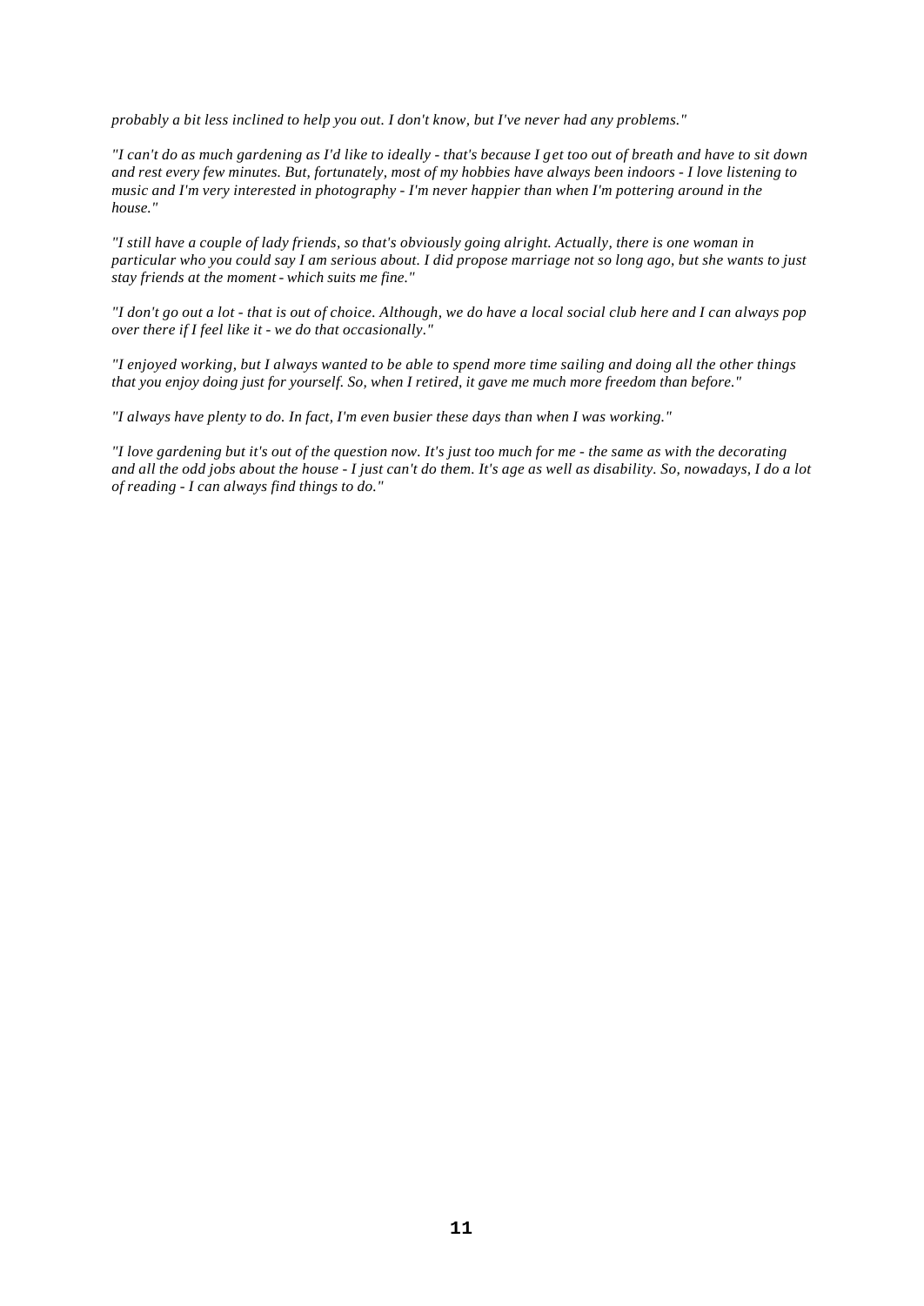*probably a bit less inclined to help you out. I don't know, but I've never had any problems."*

*"I can't do as much gardening as I'd like to ideally - that's because I get too out of breath and have to sit down and rest every few minutes. But, fortunately, most of my hobbies have always been indoors - I love listening to music and I'm very interested in photography - I'm never happier than when I'm pottering around in the house."*

*"I still have a couple of lady friends, so that's obviously going alright. Actually, there is one woman in particular who you could say I am serious about. I did propose marriage not so long ago, but she wants to just stay friends at the moment - which suits me fine."*

*"I don't go out a lot - that is out of choice. Although, we do have a local social club here and I can always pop over there if I feel like it - we do that occasionally."*

*"I enjoyed working, but I always wanted to be able to spend more time sailing and doing all the other things that you enjoy doing just for yourself. So, when I retired, it gave me much more freedom than before."*

*"I always have plenty to do. In fact, I'm even busier these days than when I was working."*

*"I love gardening but it's out of the question now. It's just too much for me - the same as with the decorating and all the odd jobs about the house - I just can't do them. It's age as well as disability. So, nowadays, I do a lot of reading - I can always find things to do."*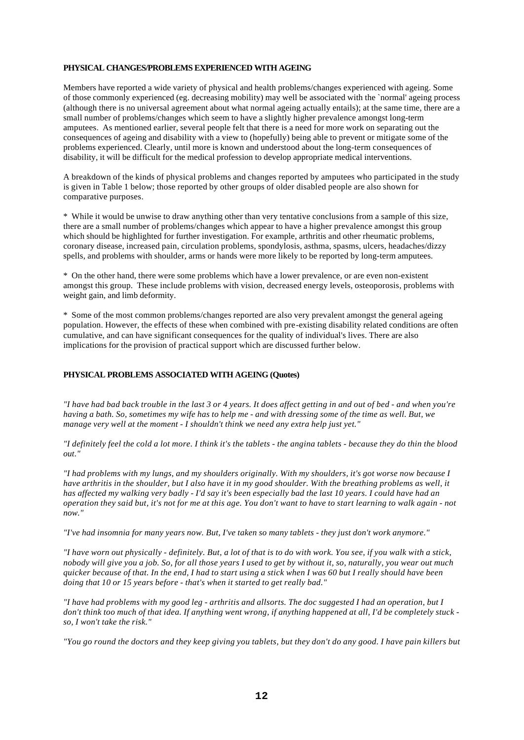**PHYSICAL CHANGES/PROBLEMS EXPERIENCED WITH AGEING**

Members have reported a wide variety of physical and health problems/changes experienced with ageing. Some of those commonly experienced (eg. decreasing mobility) may well be associated with the `normal' ageing process (although there is no universal agreement about what normal ageing actually entails); at the same time, there are a small number of problems/changes which seem to have a slightly higher prevalence amongst long-term amputees. As mentioned earlier, several people felt that there is a need for more work on separating out the consequences of ageing and disability with a view to (hopefully) being able to prevent or mitigate some of the problems experienced. Clearly, until more is known and understood about the long-term consequences of disability, it will be difficult for the medical profession to develop appropriate medical interventions.

A breakdown of the kinds of physical problems and changes reported by amputees who participated in the study is given in Table 1 below; those reported by other groups of older disabled people are also shown for comparative purposes.

\* While it would be unwise to draw anything other than very tentative conclusions from a sample of this size, there are a small number of problems/changes which appear to have a higher prevalence amongst this group which should be highlighted for further investigation. For example, arthritis and other rheumatic problems, coronary disease, increased pain, circulation problems, spondylosis, asthma, spasms, ulcers, headaches/dizzy spells, and problems with shoulder, arms or hands were more likely to be reported by long-term amputees.

\* On the other hand, there were some problems which have a lower prevalence, or are even non-existent amongst this group. These include problems with vision, decreased energy levels, osteoporosis, problems with weight gain, and limb deformity.

\* Some of the most common problems/changes reported are also very prevalent amongst the general ageing population. However, the effects of these when combined with pre-existing disability related conditions are often cumulative, and can have significant consequences for the quality of individual's lives. There are also implications for the provision of practical support which are discussed further below.

**PHYSICAL PROBLEMS ASSOCIATED WITH AGEING (Quotes)**

*"I have had bad back trouble in the last 3 or 4 years. It does affect getting in and out of bed - and when you're having a bath. So, sometimes my wife has to help me - and with dressing some of the time as well. But, we manage very well at the moment - I shouldn't think we need any extra help just yet."*

*"I definitely feel the cold a lot more. I think it's the tablets - the angina tablets - because they do thin the blood out."*

*"I had problems with my lungs, and my shoulders originally. With my shoulders, it's got worse now because I have arthritis in the shoulder, but I also have it in my good shoulder. With the breathing problems as well, it has affected my walking very badly - I'd say it's been especially bad the last 10 years. I could have had an operation they said but, it's not for me at this age. You don't want to have to start learning to walk again - not now."*

*"I've had insomnia for many years now. But, I've taken so many tablets - they just don't work anymore."*

*"I have worn out physically - definitely. But, a lot of that is to do with work. You see, if you walk with a stick, nobody will give you a job. So, for all those years I used to get by without it, so, naturally, you wear out much quicker because of that. In the end, I had to start using a stick when I was 60 but I really should have been doing that 10 or 15 years before - that's when it started to get really bad."*

*"I have had problems with my good leg - arthritis and allsorts. The doc suggested I had an operation, but I don't think too much of that idea. If anything went wrong, if anything happened at all, I'd be completely stuck - so, I won't take the risk."*

*"You go round the doctors and they keep giving you tablets, but they don't do any good. I have pain killers but*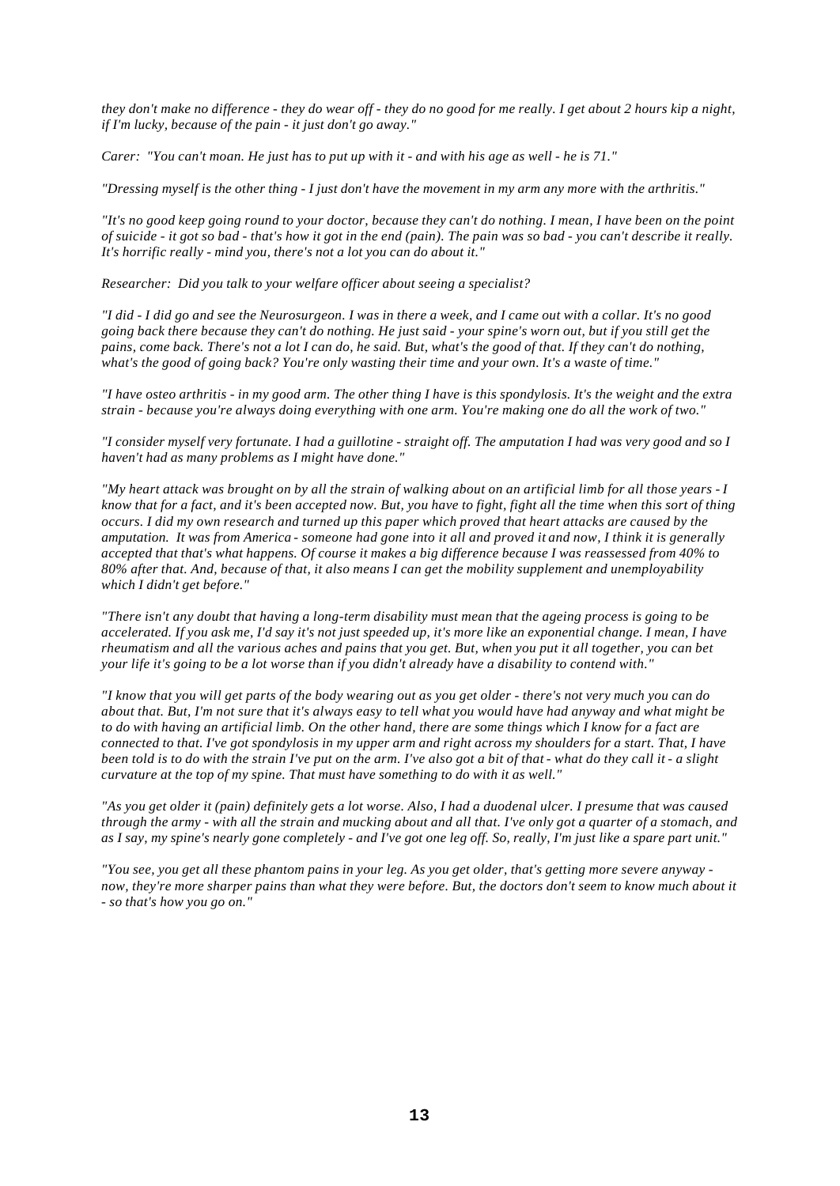*they don't make no difference - they do wear off - they do no good for me really. I get about 2 hours kip a night, if I'm lucky, because of the pain - it just don't go away."*

*Carer: "You can't moan. He just has to put up with it - and with his age as well - he is 71."*

*"Dressing myself is the other thing - I just don't have the movement in my arm any more with the arthritis."*

*"It's no good keep going round to your doctor, because they can't do nothing. I mean, I have been on the point of suicide - it got so bad - that's how it got in the end (pain). The pain was so bad - you can't describe it really. It's horrific really - mind you, there's not a lot you can do about it."*

*Researcher: Did you talk to your welfare officer about seeing a specialist?*

*"I did - I did go and see the Neurosurgeon. I was in there a week, and I came out with a collar. It's no good going back there because they can't do nothing. He just said - your spine's worn out, but if you still get the pains, come back. There's not a lot I can do, he said. But, what's the good of that. If they can't do nothing, what's the good of going back? You're only wasting their time and your own. It's a waste of time."*

*"I have osteo arthritis - in my good arm. The other thing I have is this spondylosis. It's the weight and the extra strain - because you're always doing everything with one arm. You're making one do all the work of two."*

*"I consider myself very fortunate. I had a guillotine - straight off. The amputation I had was very good and so I haven't had as many problems as I might have done."*

*"My heart attack was brought on by all the strain of walking about on an artificial limb for all those years - I know that for a fact, and it's been accepted now. But, you have to fight, fight all the time when this sort of thing occurs. I did my own research and turned up this paper which proved that heart attacks are caused by the amputation. It was from America - someone had gone into it all and proved it and now, I think it is generally accepted that that's what happens. Of course it makes a big difference because I was reassessed from 40% to 80% after that. And, because of that, it also means I can get the mobility supplement and unemployability which I didn't get before."*

*"There isn't any doubt that having a long-term disability must mean that the ageing process is going to be accelerated. If you ask me, I'd say it's not just speeded up, it's more like an exponential change. I mean, I have rheumatism and all the various aches and pains that you get. But, when you put it all together, you can bet your life it's going to be a lot worse than if you didn't already have a disability to contend with."*

*"I know that you will get parts of the body wearing out as you get older - there's not very much you can do about that. But, I'm not sure that it's always easy to tell what you would have had anyway and what might be to do with having an artificial limb. On the other hand, there are some things which I know for a fact are connected to that. I've got spondylosis in my upper arm and right across my shoulders for a start. That, I have been told is to do with the strain I've put on the arm. I've also got a bit of that - what do they call it - a slight curvature at the top of my spine. That must have something to do with it as well."*

*"As you get older it (pain) definitely gets a lot worse. Also, I had a duodenal ulcer. I presume that was caused through the army - with all the strain and mucking about and all that. I've only got a quarter of a stomach, and as I say, my spine's nearly gone completely - and I've got one leg off. So, really, I'm just like a spare part unit."*

*"You see, you get all these phantom pains in your leg. As you get older, that's getting more severe anyway - now, they're more sharper pains than what they were before. But, the doctors don't seem to know much about it - so that's how you go on."*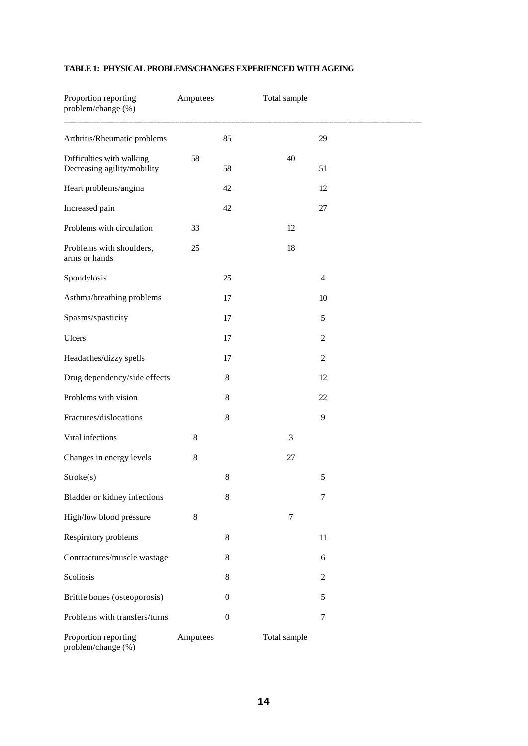**TABLE 1: PHYSICAL PROBLEMS/CHANGES EXPERIENCED WITH AGEING**

| Proportion reporting problem/change (%) | Amputees | Total sample |
|---|---|---|
| Arthritis/Rheumatic problems | 85 | 29 |
| Difficulties with walking | 58 | 40 |
| Decreasing agility/mobility | 58 | 51 |
| Heart problems/angina | 42 | 12 |
| Increased pain | 42 | 27 |
| Problems with circulation | 33 | 12 |
| Problems with shoulders, arms or hands | 25 | 18 |
| Spondylosis | 25 | 4 |
| Asthma/breathing problems | 17 | 10 |
| Spasms/spasticity | 17 | 5 |
| Ulcers | 17 | 2 |
| Headaches/dizzy spells | 17 | 2 |
| Drug dependency/side effects | 8 | 12 |
| Problems with vision | 8 | 22 |
| Fractures/dislocations | 8 | 9 |
| Viral infections | 8 | 3 |
| Changes in energy levels | 8 | 27 |
| Stroke(s) | 8 | 5 |
| Bladder or kidney infections | 8 | 7 |
| High/low blood pressure | 8 | 7 |
| Respiratory problems | 8 | 11 |
| Contractures/muscle wastage | 8 | 6 |
| Scoliosis | 8 | 2 |
| Brittle bones (osteoporosis) | 0 | 5 |
| Problems with transfers/turns | 0 | 7 |
| Proportion reporting problem/change (%) | Amputees | Total sample |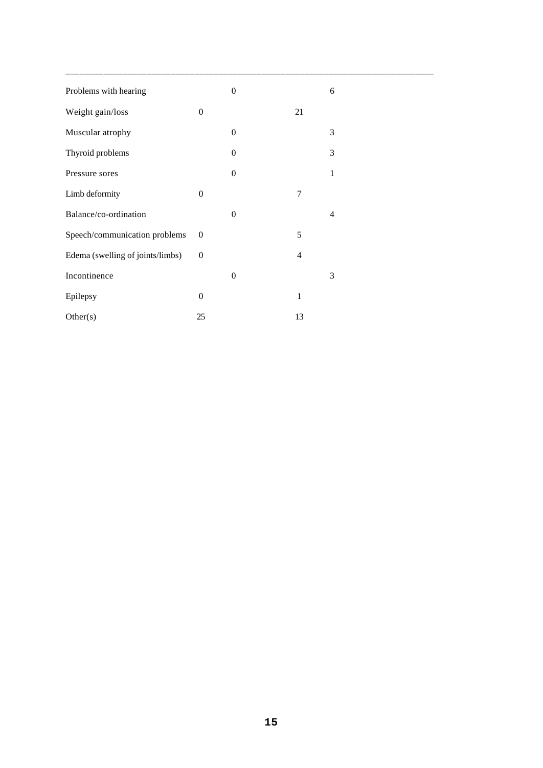| | | | | |
|---|---|---|---|---|
| Problems with hearing | | 0 | | 6 |
| Weight gain/loss | 0 | | 21 | |
| Muscular atrophy | | 0 | | 3 |
| Thyroid problems | | 0 | | 3 |
| Pressure sores | | 0 | | 1 |
| Limb deformity | 0 | | 7 | |
| Balance/co-ordination | | 0 | | 4 |
| Speech/communication problems | 0 | | 5 | |
| Edema (swelling of joints/limbs) | 0 | | 4 | |
| Incontinence | | 0 | | 3 |
| Epilepsy | 0 | | 1 | |
| Other(s) | 25 | | 13 | |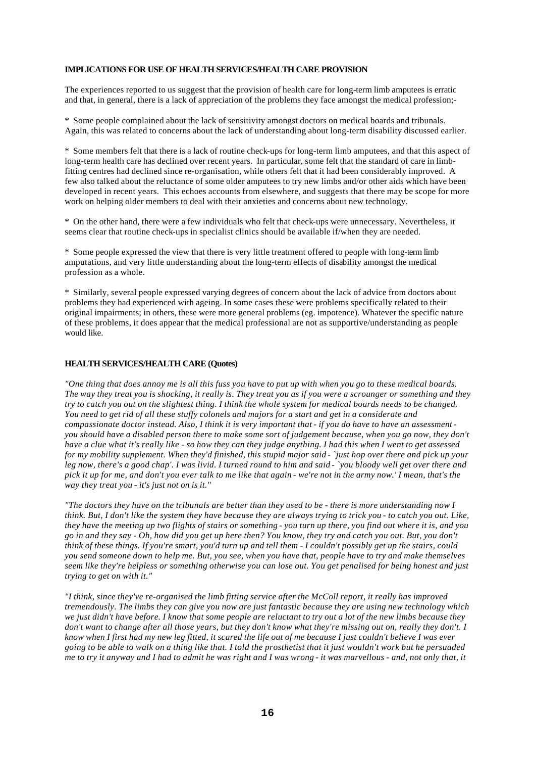**IMPLICATIONS FOR USE OF HEALTH SERVICES/HEALTH CARE PROVISION**

The experiences reported to us suggest that the provision of health care for long-term limb amputees is erratic and that, in general, there is a lack of appreciation of the problems they face amongst the medical profession;-

* Some people complained about the lack of sensitivity amongst doctors on medical boards and tribunals. Again, this was related to concerns about the lack of understanding about long-term disability discussed earlier.

* Some members felt that there is a lack of routine check-ups for long-term limb amputees, and that this aspect of long-term health care has declined over recent years. In particular, some felt that the standard of care in limb-fitting centres had declined since re-organisation, while others felt that it had been considerably improved. A few also talked about the reluctance of some older amputees to try new limbs and/or other aids which have been developed in recent years. This echoes accounts from elsewhere, and suggests that there may be scope for more work on helping older members to deal with their anxieties and concerns about new technology.

* On the other hand, there were a few individuals who felt that check-ups were unnecessary. Nevertheless, it seems clear that routine check-ups in specialist clinics should be available if/when they are needed.

* Some people expressed the view that there is very little treatment offered to people with long-term limb amputations, and very little understanding about the long-term effects of disability amongst the medical profession as a whole.

* Similarly, several people expressed varying degrees of concern about the lack of advice from doctors about problems they had experienced with ageing. In some cases these were problems specifically related to their original impairments; in others, these were more general problems (eg. impotence). Whatever the specific nature of these problems, it does appear that the medical professional are not as supportive/understanding as people would like.

**HEALTH SERVICES/HEALTH CARE (Quotes)**

*"One thing that does annoy me is all this fuss you have to put up with when you go to these medical boards. The way they treat you is shocking, it really is. They treat you as if you were a scrounger or something and they try to catch you out on the slightest thing. I think the whole system for medical boards needs to be changed. You need to get rid of all these stuffy colonels and majors for a start and get in a considerate and compassionate doctor instead. Also, I think it is very important that - if you do have to have an assessment - you should have a disabled person there to make some sort of judgement because, when you go now, they don't have a clue what it's really like - so how they can they judge anything. I had this when I went to get assessed for my mobility supplement. When they'd finished, this stupid major said - `just hop over there and pick up your leg now, there's a good chap'. I was livid. I turned round to him and said - `you bloody well get over there and pick it up for me, and don't you ever talk to me like that again - we're not in the army now.' I mean, that's the way they treat you - it's just not on is it."*

*"The doctors they have on the tribunals are better than they used to be - there is more understanding now I think. But, I don't like the system they have because they are always trying to trick you - to catch you out. Like, they have the meeting up two flights of stairs or something - you turn up there, you find out where it is, and you go in and they say - Oh, how did you get up here then? You know, they try and catch you out. But, you don't think of these things. If you're smart, you'd turn up and tell them - I couldn't possibly get up the stairs, could you send someone down to help me. But, you see, when you have that, people have to try and make themselves seem like they're helpless or something otherwise you can lose out. You get penalised for being honest and just trying to get on with it."*

*"I think, since they've re-organised the limb fitting service after the McColl report, it really has improved tremendously. The limbs they can give you now are just fantastic because they are using new technology which we just didn't have before. I know that some people are reluctant to try out a lot of the new limbs because they don't want to change after all those years, but they don't know what they're missing out on, really they don't. I know when I first had my new leg fitted, it scared the life out of me because I just couldn't believe I was ever going to be able to walk on a thing like that. I told the prosthetist that it just wouldn't work but he persuaded me to try it anyway and I had to admit he was right and I was wrong - it was marvellous - and, not only that, it*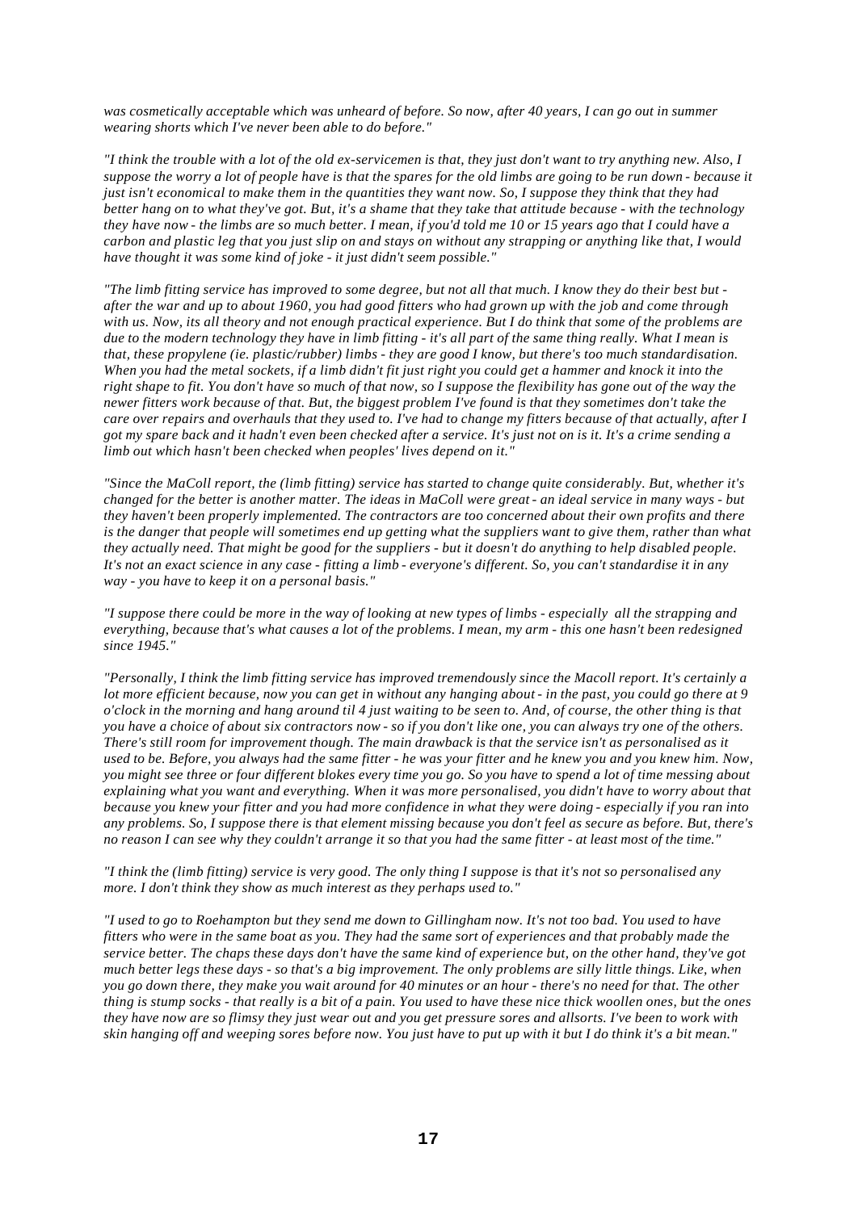*was cosmetically acceptable which was unheard of before. So now, after 40 years, I can go out in summer wearing shorts which I've never been able to do before."*

*"I think the trouble with a lot of the old ex-servicemen is that, they just don't want to try anything new. Also, I suppose the worry a lot of people have is that the spares for the old limbs are going to be run down - because it just isn't economical to make them in the quantities they want now. So, I suppose they think that they had better hang on to what they've got. But, it's a shame that they take that attitude because - with the technology they have now - the limbs are so much better. I mean, if you'd told me 10 or 15 years ago that I could have a carbon and plastic leg that you just slip on and stays on without any strapping or anything like that, I would have thought it was some kind of joke - it just didn't seem possible."*

*"The limb fitting service has improved to some degree, but not all that much. I know they do their best but - after the war and up to about 1960, you had good fitters who had grown up with the job and come through with us. Now, its all theory and not enough practical experience. But I do think that some of the problems are due to the modern technology they have in limb fitting - it's all part of the same thing really. What I mean is that, these propylene (ie. plastic/rubber) limbs - they are good I know, but there's too much standardisation. When you had the metal sockets, if a limb didn't fit just right you could get a hammer and knock it into the right shape to fit. You don't have so much of that now, so I suppose the flexibility has gone out of the way the newer fitters work because of that. But, the biggest problem I've found is that they sometimes don't take the care over repairs and overhauls that they used to. I've had to change my fitters because of that actually, after I got my spare back and it hadn't even been checked after a service. It's just not on is it. It's a crime sending a limb out which hasn't been checked when peoples' lives depend on it."*

*"Since the MaColl report, the (limb fitting) service has started to change quite considerably. But, whether it's changed for the better is another matter. The ideas in MaColl were great - an ideal service in many ways - but they haven't been properly implemented. The contractors are too concerned about their own profits and there is the danger that people will sometimes end up getting what the suppliers want to give them, rather than what they actually need. That might be good for the suppliers - but it doesn't do anything to help disabled people. It's not an exact science in any case - fitting a limb - everyone's different. So, you can't standardise it in any way - you have to keep it on a personal basis."*

*"I suppose there could be more in the way of looking at new types of limbs - especially all the strapping and everything, because that's what causes a lot of the problems. I mean, my arm - this one hasn't been redesigned since 1945."*

*"Personally, I think the limb fitting service has improved tremendously since the Macoll report. It's certainly a lot more efficient because, now you can get in without any hanging about - in the past, you could go there at 9 o'clock in the morning and hang around til 4 just waiting to be seen to. And, of course, the other thing is that you have a choice of about six contractors now - so if you don't like one, you can always try one of the others. There's still room for improvement though. The main drawback is that the service isn't as personalised as it used to be. Before, you always had the same fitter - he was your fitter and he knew you and you knew him. Now, you might see three or four different blokes every time you go. So you have to spend a lot of time messing about explaining what you want and everything. When it was more personalised, you didn't have to worry about that because you knew your fitter and you had more confidence in what they were doing - especially if you ran into any problems. So, I suppose there is that element missing because you don't feel as secure as before. But, there's no reason I can see why they couldn't arrange it so that you had the same fitter - at least most of the time."*

*"I think the (limb fitting) service is very good. The only thing I suppose is that it's not so personalised any more. I don't think they show as much interest as they perhaps used to."*

*"I used to go to Roehampton but they send me down to Gillingham now. It's not too bad. You used to have fitters who were in the same boat as you. They had the same sort of experiences and that probably made the service better. The chaps these days don't have the same kind of experience but, on the other hand, they've got much better legs these days - so that's a big improvement. The only problems are silly little things. Like, when you go down there, they make you wait around for 40 minutes or an hour - there's no need for that. The other thing is stump socks - that really is a bit of a pain. You used to have these nice thick woollen ones, but the ones they have now are so flimsy they just wear out and you get pressure sores and allsorts. I've been to work with skin hanging off and weeping sores before now. You just have to put up with it but I do think it's a bit mean."*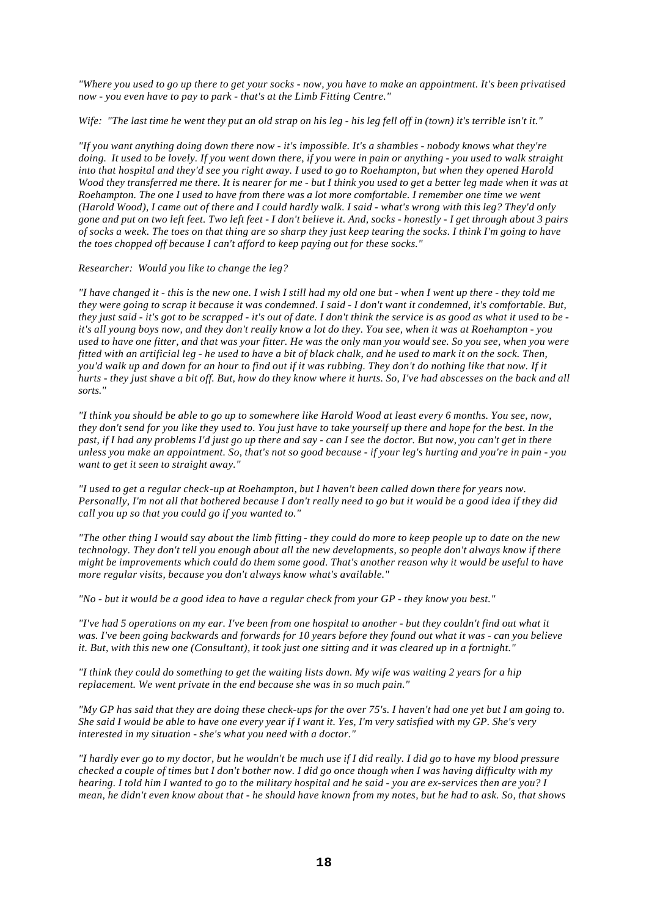*"Where you used to go up there to get your socks - now, you have to make an appointment. It's been privatised now - you even have to pay to park - that's at the Limb Fitting Centre."*

*Wife: "The last time he went they put an old strap on his leg - his leg fell off in (town) it's terrible isn't it."*

*"If you want anything doing down there now - it's impossible. It's a shambles - nobody knows what they're doing. It used to be lovely. If you went down there, if you were in pain or anything - you used to walk straight into that hospital and they'd see you right away. I used to go to Roehampton, but when they opened Harold Wood they transferred me there. It is nearer for me - but I think you used to get a better leg made when it was at Roehampton. The one I used to have from there was a lot more comfortable. I remember one time we went (Harold Wood), I came out of there and I could hardly walk. I said - what's wrong with this leg? They'd only gone and put on two left feet. Two left feet - I don't believe it. And, socks - honestly - I get through about 3 pairs of socks a week. The toes on that thing are so sharp they just keep tearing the socks. I think I'm going to have the toes chopped off because I can't afford to keep paying out for these socks."*

*Researcher: Would you like to change the leg?*

*"I have changed it - this is the new one. I wish I still had my old one but - when I went up there - they told me they were going to scrap it because it was condemned. I said - I don't want it condemned, it's comfortable. But, they just said - it's got to be scrapped - it's out of date. I don't think the service is as good as what it used to be - it's all young boys now, and they don't really know a lot do they. You see, when it was at Roehampton - you used to have one fitter, and that was your fitter. He was the only man you would see. So you see, when you were fitted with an artificial leg - he used to have a bit of black chalk, and he used to mark it on the sock. Then, you'd walk up and down for an hour to find out if it was rubbing. They don't do nothing like that now. If it hurts - they just shave a bit off. But, how do they know where it hurts. So, I've had abscesses on the back and all sorts."*

*"I think you should be able to go up to somewhere like Harold Wood at least every 6 months. You see, now, they don't send for you like they used to. You just have to take yourself up there and hope for the best. In the past, if I had any problems I'd just go up there and say - can I see the doctor. But now, you can't get in there unless you make an appointment. So, that's not so good because - if your leg's hurting and you're in pain - you want to get it seen to straight away."*

*"I used to get a regular check-up at Roehampton, but I haven't been called down there for years now. Personally, I'm not all that bothered because I don't really need to go but it would be a good idea if they did call you up so that you could go if you wanted to."*

*"The other thing I would say about the limb fitting - they could do more to keep people up to date on the new technology. They don't tell you enough about all the new developments, so people don't always know if there might be improvements which could do them some good. That's another reason why it would be useful to have more regular visits, because you don't always know what's available."*

*"No - but it would be a good idea to have a regular check from your GP - they know you best."*

*"I've had 5 operations on my ear. I've been from one hospital to another - but they couldn't find out what it was. I've been going backwards and forwards for 10 years before they found out what it was - can you believe it. But, with this new one (Consultant), it took just one sitting and it was cleared up in a fortnight."*

*"I think they could do something to get the waiting lists down. My wife was waiting 2 years for a hip replacement. We went private in the end because she was in so much pain."*

*"My GP has said that they are doing these check-ups for the over 75's. I haven't had one yet but I am going to. She said I would be able to have one every year if I want it. Yes, I'm very satisfied with my GP. She's very interested in my situation - she's what you need with a doctor."*

*"I hardly ever go to my doctor, but he wouldn't be much use if I did really. I did go to have my blood pressure checked a couple of times but I don't bother now. I did go once though when I was having difficulty with my hearing. I told him I wanted to go to the military hospital and he said - you are ex-services then are you? I mean, he didn't even know about that - he should have known from my notes, but he had to ask. So, that shows*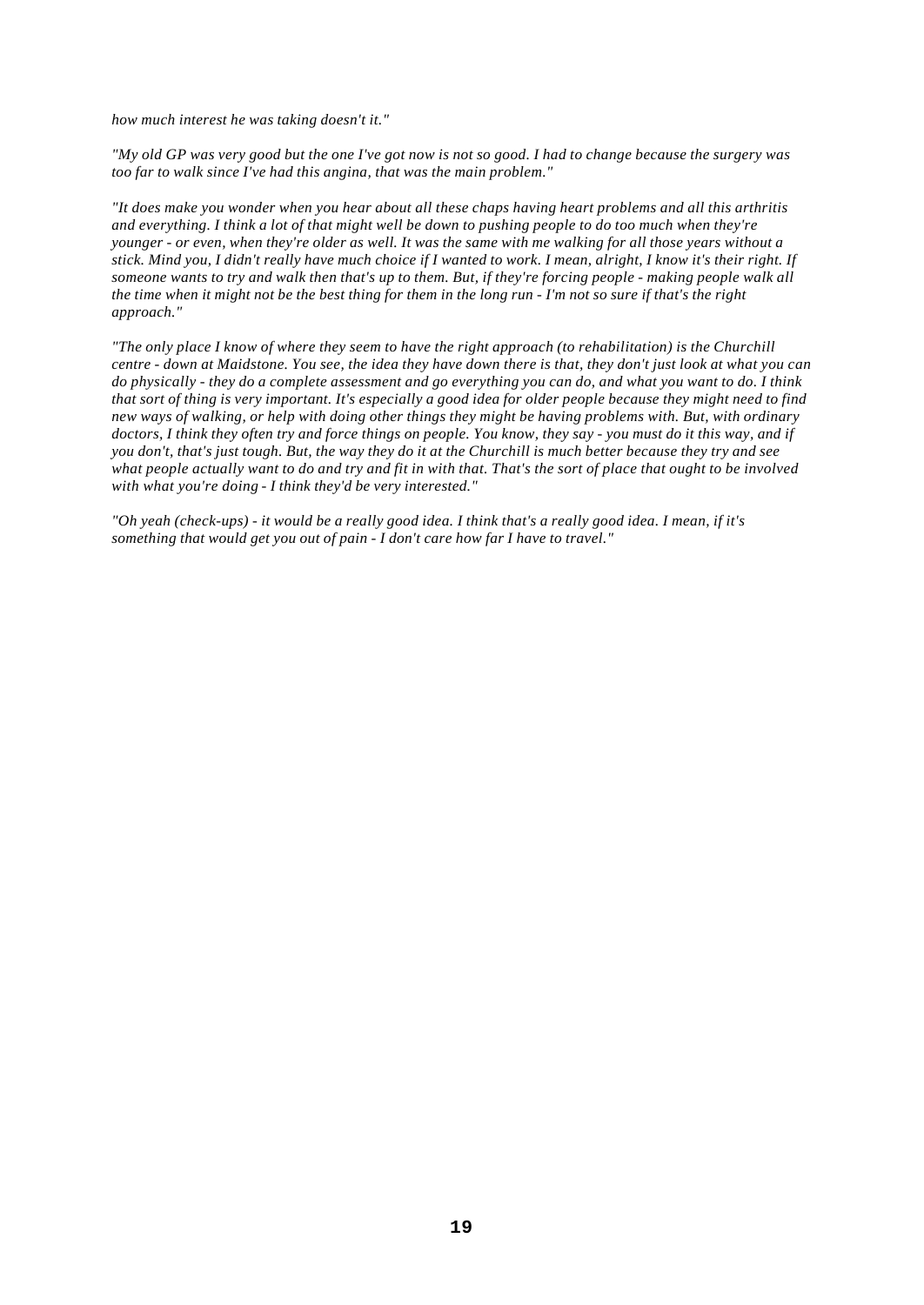*how much interest he was taking doesn't it."*

*"My old GP was very good but the one I've got now is not so good. I had to change because the surgery was too far to walk since I've had this angina, that was the main problem."*

*"It does make you wonder when you hear about all these chaps having heart problems and all this arthritis and everything. I think a lot of that might well be down to pushing people to do too much when they're younger - or even, when they're older as well. It was the same with me walking for all those years without a stick. Mind you, I didn't really have much choice if I wanted to work. I mean, alright, I know it's their right. If someone wants to try and walk then that's up to them. But, if they're forcing people - making people walk all the time when it might not be the best thing for them in the long run - I'm not so sure if that's the right approach."*

*"The only place I know of where they seem to have the right approach (to rehabilitation) is the Churchill centre - down at Maidstone. You see, the idea they have down there is that, they don't just look at what you can do physically - they do a complete assessment and go everything you can do, and what you want to do. I think that sort of thing is very important. It's especially a good idea for older people because they might need to find new ways of walking, or help with doing other things they might be having problems with. But, with ordinary doctors, I think they often try and force things on people. You know, they say - you must do it this way, and if you don't, that's just tough. But, the way they do it at the Churchill is much better because they try and see what people actually want to do and try and fit in with that. That's the sort of place that ought to be involved with what you're doing - I think they'd be very interested."*

*"Oh yeah (check-ups) - it would be a really good idea. I think that's a really good idea. I mean, if it's something that would get you out of pain - I don't care how far I have to travel."*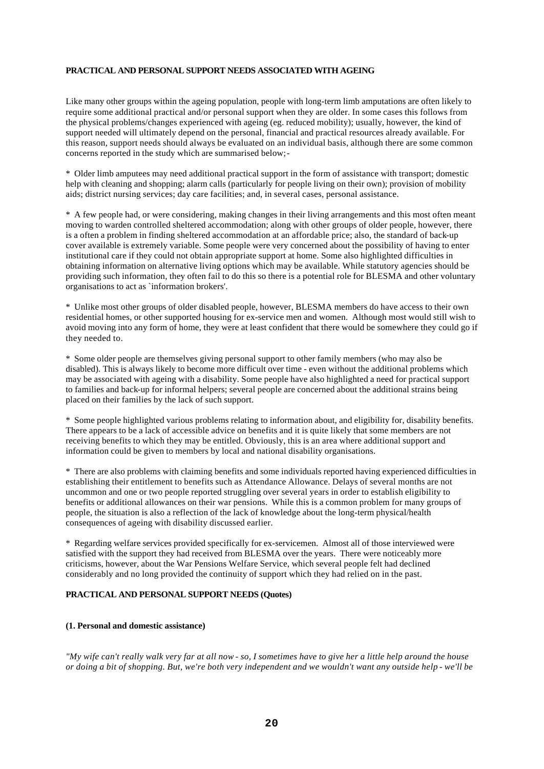**PRACTICAL AND PERSONAL SUPPORT NEEDS ASSOCIATED WITH AGEING**

Like many other groups within the ageing population, people with long-term limb amputations are often likely to require some additional practical and/or personal support when they are older. In some cases this follows from the physical problems/changes experienced with ageing (eg. reduced mobility); usually, however, the kind of support needed will ultimately depend on the personal, financial and practical resources already available. For this reason, support needs should always be evaluated on an individual basis, although there are some common concerns reported in the study which are summarised below;-

* Older limb amputees may need additional practical support in the form of assistance with transport; domestic help with cleaning and shopping; alarm calls (particularly for people living on their own); provision of mobility aids; district nursing services; day care facilities; and, in several cases, personal assistance.

* A few people had, or were considering, making changes in their living arrangements and this most often meant moving to warden controlled sheltered accommodation; along with other groups of older people, however, there is a often a problem in finding sheltered accommodation at an affordable price; also, the standard of back-up cover available is extremely variable. Some people were very concerned about the possibility of having to enter institutional care if they could not obtain appropriate support at home. Some also highlighted difficulties in obtaining information on alternative living options which may be available. While statutory agencies should be providing such information, they often fail to do this so there is a potential role for BLESMA and other voluntary organisations to act as `information brokers'.

* Unlike most other groups of older disabled people, however, BLESMA members do have access to their own residential homes, or other supported housing for ex-service men and women. Although most would still wish to avoid moving into any form of home, they were at least confident that there would be somewhere they could go if they needed to.

* Some older people are themselves giving personal support to other family members (who may also be disabled). This is always likely to become more difficult over time - even without the additional problems which may be associated with ageing with a disability. Some people have also highlighted a need for practical support to families and back-up for informal helpers; several people are concerned about the additional strains being placed on their families by the lack of such support.

* Some people highlighted various problems relating to information about, and eligibility for, disability benefits. There appears to be a lack of accessible advice on benefits and it is quite likely that some members are not receiving benefits to which they may be entitled. Obviously, this is an area where additional support and information could be given to members by local and national disability organisations.

* There are also problems with claiming benefits and some individuals reported having experienced difficulties in establishing their entitlement to benefits such as Attendance Allowance. Delays of several months are not uncommon and one or two people reported struggling over several years in order to establish eligibility to benefits or additional allowances on their war pensions. While this is a common problem for many groups of people, the situation is also a reflection of the lack of knowledge about the long-term physical/health consequences of ageing with disability discussed earlier.

* Regarding welfare services provided specifically for ex-servicemen. Almost all of those interviewed were satisfied with the support they had received from BLESMA over the years. There were noticeably more criticisms, however, about the War Pensions Welfare Service, which several people felt had declined considerably and no long provided the continuity of support which they had relied on in the past.

**PRACTICAL AND PERSONAL SUPPORT NEEDS (Quotes)**

**(1. Personal and domestic assistance)**

*"My wife can't really walk very far at all now - so, I sometimes have to give her a little help around the house or doing a bit of shopping. But, we're both very independent and we wouldn't want any outside help - we'll be*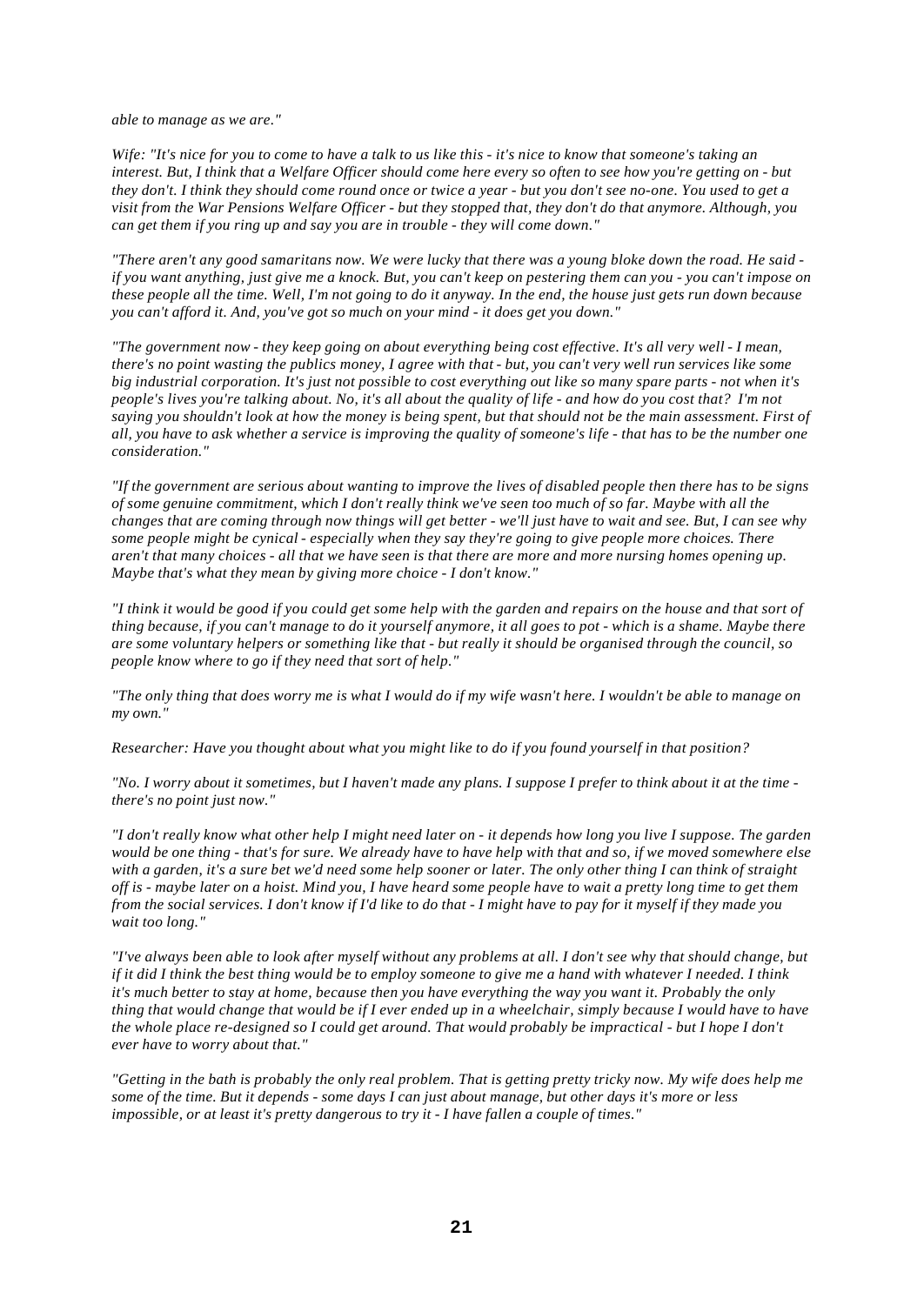*able to manage as we are."*

*Wife: "It's nice for you to come to have a talk to us like this - it's nice to know that someone's taking an interest. But, I think that a Welfare Officer should come here every so often to see how you're getting on - but they don't. I think they should come round once or twice a year - but you don't see no-one. You used to get a visit from the War Pensions Welfare Officer - but they stopped that, they don't do that anymore. Although, you can get them if you ring up and say you are in trouble - they will come down."*

*"There aren't any good samaritans now. We were lucky that there was a young bloke down the road. He said - if you want anything, just give me a knock. But, you can't keep on pestering them can you - you can't impose on these people all the time. Well, I'm not going to do it anyway. In the end, the house just gets run down because you can't afford it. And, you've got so much on your mind - it does get you down."*

*"The government now - they keep going on about everything being cost effective. It's all very well - I mean, there's no point wasting the publics money, I agree with that - but, you can't very well run services like some big industrial corporation. It's just not possible to cost everything out like so many spare parts - not when it's people's lives you're talking about. No, it's all about the quality of life - and how do you cost that? I'm not saying you shouldn't look at how the money is being spent, but that should not be the main assessment. First of all, you have to ask whether a service is improving the quality of someone's life - that has to be the number one consideration."*

*"If the government are serious about wanting to improve the lives of disabled people then there has to be signs of some genuine commitment, which I don't really think we've seen too much of so far. Maybe with all the changes that are coming through now things will get better - we'll just have to wait and see. But, I can see why some people might be cynical - especially when they say they're going to give people more choices. There aren't that many choices - all that we have seen is that there are more and more nursing homes opening up. Maybe that's what they mean by giving more choice - I don't know."*

*"I think it would be good if you could get some help with the garden and repairs on the house and that sort of thing because, if you can't manage to do it yourself anymore, it all goes to pot - which is a shame. Maybe there are some voluntary helpers or something like that - but really it should be organised through the council, so people know where to go if they need that sort of help."*

*"The only thing that does worry me is what I would do if my wife wasn't here. I wouldn't be able to manage on my own."*

*Researcher: Have you thought about what you might like to do if you found yourself in that position?*

*"No. I worry about it sometimes, but I haven't made any plans. I suppose I prefer to think about it at the time - there's no point just now."*

*"I don't really know what other help I might need later on - it depends how long you live I suppose. The garden would be one thing - that's for sure. We already have to have help with that and so, if we moved somewhere else with a garden, it's a sure bet we'd need some help sooner or later. The only other thing I can think of straight off is - maybe later on a hoist. Mind you, I have heard some people have to wait a pretty long time to get them from the social services. I don't know if I'd like to do that - I might have to pay for it myself if they made you wait too long."*

*"I've always been able to look after myself without any problems at all. I don't see why that should change, but if it did I think the best thing would be to employ someone to give me a hand with whatever I needed. I think it's much better to stay at home, because then you have everything the way you want it. Probably the only thing that would change that would be if I ever ended up in a wheelchair, simply because I would have to have the whole place re-designed so I could get around. That would probably be impractical - but I hope I don't ever have to worry about that."*

*"Getting in the bath is probably the only real problem. That is getting pretty tricky now. My wife does help me some of the time. But it depends - some days I can just about manage, but other days it's more or less impossible, or at least it's pretty dangerous to try it - I have fallen a couple of times."*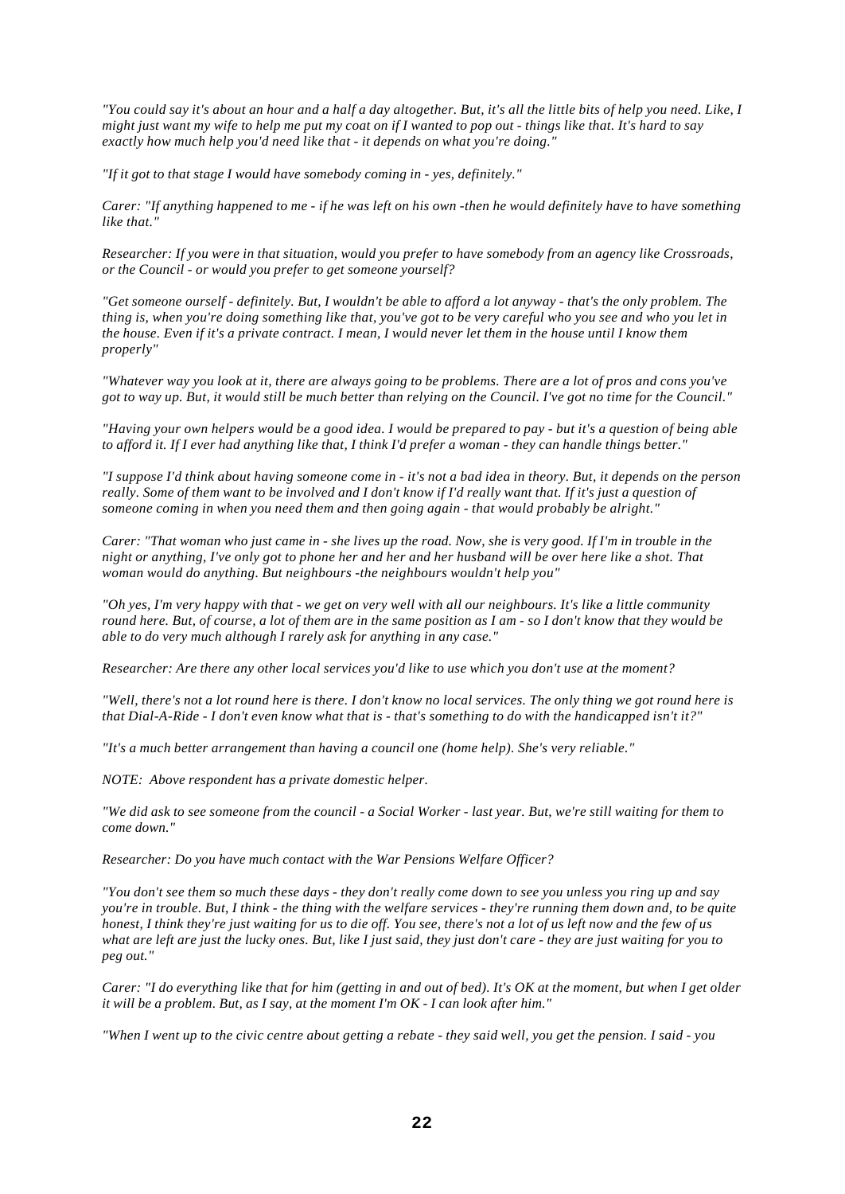*"You could say it's about an hour and a half a day altogether. But, it's all the little bits of help you need. Like, I might just want my wife to help me put my coat on if I wanted to pop out - things like that. It's hard to say exactly how much help you'd need like that - it depends on what you're doing."*

*"If it got to that stage I would have somebody coming in - yes, definitely."*

*Carer: "If anything happened to me - if he was left on his own -then he would definitely have to have something like that."*

*Researcher: If you were in that situation, would you prefer to have somebody from an agency like Crossroads, or the Council - or would you prefer to get someone yourself?*

*"Get someone ourself - definitely. But, I wouldn't be able to afford a lot anyway - that's the only problem. The thing is, when you're doing something like that, you've got to be very careful who you see and who you let in the house. Even if it's a private contract. I mean, I would never let them in the house until I know them properly"*

*"Whatever way you look at it, there are always going to be problems. There are a lot of pros and cons you've got to way up. But, it would still be much better than relying on the Council. I've got no time for the Council."*

*"Having your own helpers would be a good idea. I would be prepared to pay - but it's a question of being able to afford it. If I ever had anything like that, I think I'd prefer a woman - they can handle things better."*

*"I suppose I'd think about having someone come in - it's not a bad idea in theory. But, it depends on the person really. Some of them want to be involved and I don't know if I'd really want that. If it's just a question of someone coming in when you need them and then going again - that would probably be alright."*

*Carer: "That woman who just came in - she lives up the road. Now, she is very good. If I'm in trouble in the night or anything, I've only got to phone her and her and her husband will be over here like a shot. That woman would do anything. But neighbours -the neighbours wouldn't help you"*

*"Oh yes, I'm very happy with that - we get on very well with all our neighbours. It's like a little community round here. But, of course, a lot of them are in the same position as I am - so I don't know that they would be able to do very much although I rarely ask for anything in any case."*

*Researcher: Are there any other local services you'd like to use which you don't use at the moment?*

*"Well, there's not a lot round here is there. I don't know no local services. The only thing we got round here is that Dial-A-Ride - I don't even know what that is - that's something to do with the handicapped isn't it?"*

*"It's a much better arrangement than having a council one (home help). She's very reliable."*

*NOTE: Above respondent has a private domestic helper.*

*"We did ask to see someone from the council - a Social Worker - last year. But, we're still waiting for them to come down."*

*Researcher: Do you have much contact with the War Pensions Welfare Officer?*

*"You don't see them so much these days - they don't really come down to see you unless you ring up and say you're in trouble. But, I think - the thing with the welfare services - they're running them down and, to be quite honest, I think they're just waiting for us to die off. You see, there's not a lot of us left now and the few of us what are left are just the lucky ones. But, like I just said, they just don't care - they are just waiting for you to peg out."*

*Carer: "I do everything like that for him (getting in and out of bed). It's OK at the moment, but when I get older it will be a problem. But, as I say, at the moment I'm OK - I can look after him."*

*"When I went up to the civic centre about getting a rebate - they said well, you get the pension. I said - you*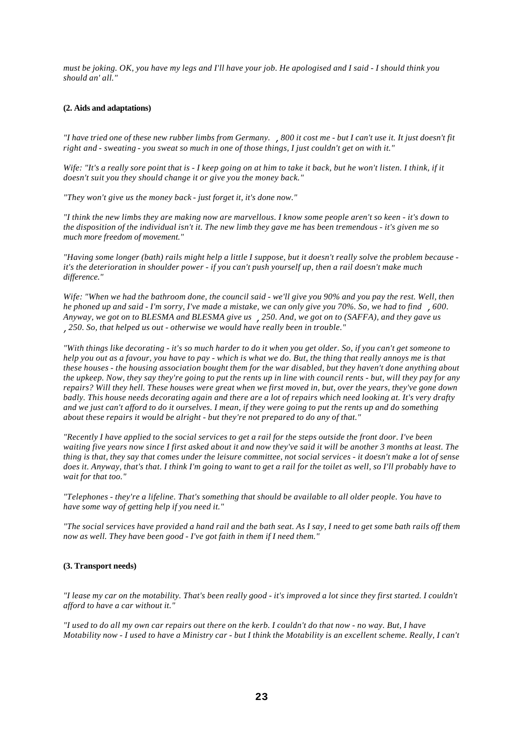*must be joking. OK, you have my legs and I'll have your job. He apologised and I said - I should think you should an' all."*

**(2. Aids and adaptations)**

*"I have tried one of these new rubber limbs from Germany. ¸800 it cost me - but I can't use it. It just doesn't fit right and - sweating - you sweat so much in one of those things, I just couldn't get on with it."*

*Wife: "It's a really sore point that is - I keep going on at him to take it back, but he won't listen. I think, if it doesn't suit you they should change it or give you the money back."*

*"They won't give us the money back - just forget it, it's done now."*

*"I think the new limbs they are making now are marvellous. I know some people aren't so keen - it's down to the disposition of the individual isn't it. The new limb they gave me has been tremendous - it's given me so much more freedom of movement."*

*"Having some longer (bath) rails might help a little I suppose, but it doesn't really solve the problem because - it's the deterioration in shoulder power - if you can't push yourself up, then a rail doesn't make much difference."*

*Wife: "When we had the bathroom done, the council said - we'll give you 90% and you pay the rest. Well, then he phoned up and said - I'm sorry, I've made a mistake, we can only give you 70%. So, we had to find ¸600. Anyway, we got on to BLESMA and BLESMA give us ¸250. And, we got on to (SAFFA), and they gave us ¸250. So, that helped us out - otherwise we would have really been in trouble."*

*"With things like decorating - it's so much harder to do it when you get older. So, if you can't get someone to help you out as a favour, you have to pay - which is what we do. But, the thing that really annoys me is that these houses - the housing association bought them for the war disabled, but they haven't done anything about the upkeep. Now, they say they're going to put the rents up in line with council rents - but, will they pay for any repairs? Will they hell. These houses were great when we first moved in, but, over the years, they've gone down badly. This house needs decorating again and there are a lot of repairs which need looking at. It's very drafty and we just can't afford to do it ourselves. I mean, if they were going to put the rents up and do something about these repairs it would be alright - but they're not prepared to do any of that."*

*"Recently I have applied to the social services to get a rail for the steps outside the front door. I've been waiting five years now since I first asked about it and now they've said it will be another 3 months at least. The thing is that, they say that comes under the leisure committee, not social services - it doesn't make a lot of sense does it. Anyway, that's that. I think I'm going to want to get a rail for the toilet as well, so I'll probably have to wait for that too."*

*"Telephones - they're a lifeline. That's something that should be available to all older people. You have to have some way of getting help if you need it."*

*"The social services have provided a hand rail and the bath seat. As I say, I need to get some bath rails off them now as well. They have been good - I've got faith in them if I need them."*

**(3. Transport needs)**

*"I lease my car on the motability. That's been really good - it's improved a lot since they first started. I couldn't afford to have a car without it."*

*"I used to do all my own car repairs out there on the kerb. I couldn't do that now - no way. But, I have Motability now - I used to have a Ministry car - but I think the Motability is an excellent scheme. Really, I can't*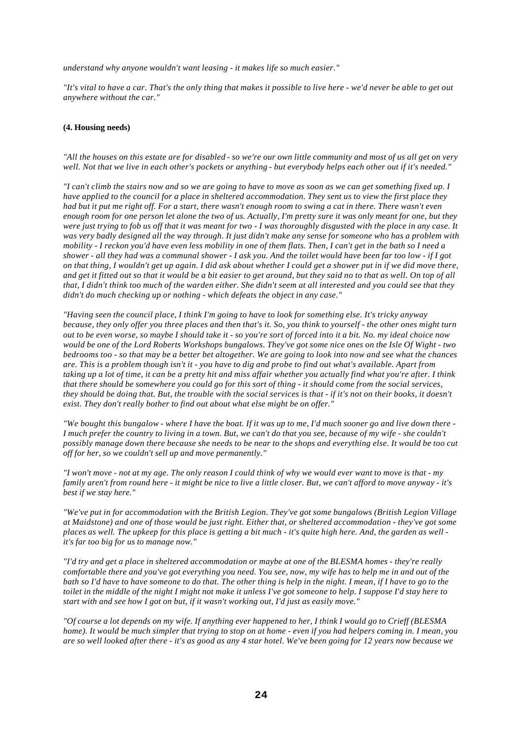*understand why anyone wouldn't want leasing - it makes life so much easier."*

*"It's vital to have a car. That's the only thing that makes it possible to live here - we'd never be able to get out anywhere without the car."*

**(4. Housing needs)**

*"All the houses on this estate are for disabled - so we're our own little community and most of us all get on very well. Not that we live in each other's pockets or anything - but everybody helps each other out if it's needed."*

*"I can't climb the stairs now and so we are going to have to move as soon as we can get something fixed up. I have applied to the council for a place in sheltered accommodation. They sent us to view the first place they had but it put me right off. For a start, there wasn't enough room to swing a cat in there. There wasn't even enough room for one person let alone the two of us. Actually, I'm pretty sure it was only meant for one, but they were just trying to fob us off that it was meant for two - I was thoroughly disgusted with the place in any case. It was very badly designed all the way through. It just didn't make any sense for someone who has a problem with mobility - I reckon you'd have even less mobility in one of them flats. Then, I can't get in the bath so I need a shower - all they had was a communal shower - I ask you. And the toilet would have been far too low - if I got on that thing, I wouldn't get up again. I did ask about whether I could get a shower put in if we did move there, and get it fitted out so that it would be a bit easier to get around, but they said no to that as well. On top of all that, I didn't think too much of the warden either. She didn't seem at all interested and you could see that they didn't do much checking up or nothing - which defeats the object in any case."*

*"Having seen the council place, I think I'm going to have to look for something else. It's tricky anyway because, they only offer you three places and then that's it. So, you think to yourself - the other ones might turn out to be even worse, so maybe I should take it - so you're sort of forced into it a bit. No. my ideal choice now would be one of the Lord Roberts Workshops bungalows. They've got some nice ones on the Isle Of Wight - two bedrooms too - so that may be a better bet altogether. We are going to look into now and see what the chances are. This is a problem though isn't it - you have to dig and probe to find out what's available. Apart from taking up a lot of time, it can be a pretty hit and miss affair whether you actually find what you're after. I think that there should be somewhere you could go for this sort of thing - it should come from the social services, they should be doing that. But, the trouble with the social services is that - if it's not on their books, it doesn't exist. They don't really bother to find out about what else might be on offer."*

*"We bought this bungalow - where I have the boat. If it was up to me, I'd much sooner go and live down there - I much prefer the country to living in a town. But, we can't do that you see, because of my wife - she couldn't possibly manage down there because she needs to be near to the shops and everything else. It would be too cut off for her, so we couldn't sell up and move permanently."*

*"I won't move - not at my age. The only reason I could think of why we would ever want to move is that - my family aren't from round here - it might be nice to live a little closer. But, we can't afford to move anyway - it's best if we stay here."*

*"We've put in for accommodation with the British Legion. They've got some bungalows (British Legion Village at Maidstone) and one of those would be just right. Either that, or sheltered accommodation - they've got some places as well. The upkeep for this place is getting a bit much - it's quite high here. And, the garden as well - it's far too big for us to manage now."*

*"I'd try and get a place in sheltered accommodation or maybe at one of the BLESMA homes - they're really comfortable there and you've got everything you need. You see, now, my wife has to help me in and out of the bath so I'd have to have someone to do that. The other thing is help in the night. I mean, if I have to go to the toilet in the middle of the night I might not make it unless I've got someone to help. I suppose I'd stay here to start with and see how I got on but, if it wasn't working out, I'd just as easily move."*

*"Of course a lot depends on my wife. If anything ever happened to her, I think I would go to Crieff (BLESMA home). It would be much simpler that trying to stop on at home - even if you had helpers coming in. I mean, you are so well looked after there - it's as good as any 4 star hotel. We've been going for 12 years now because we*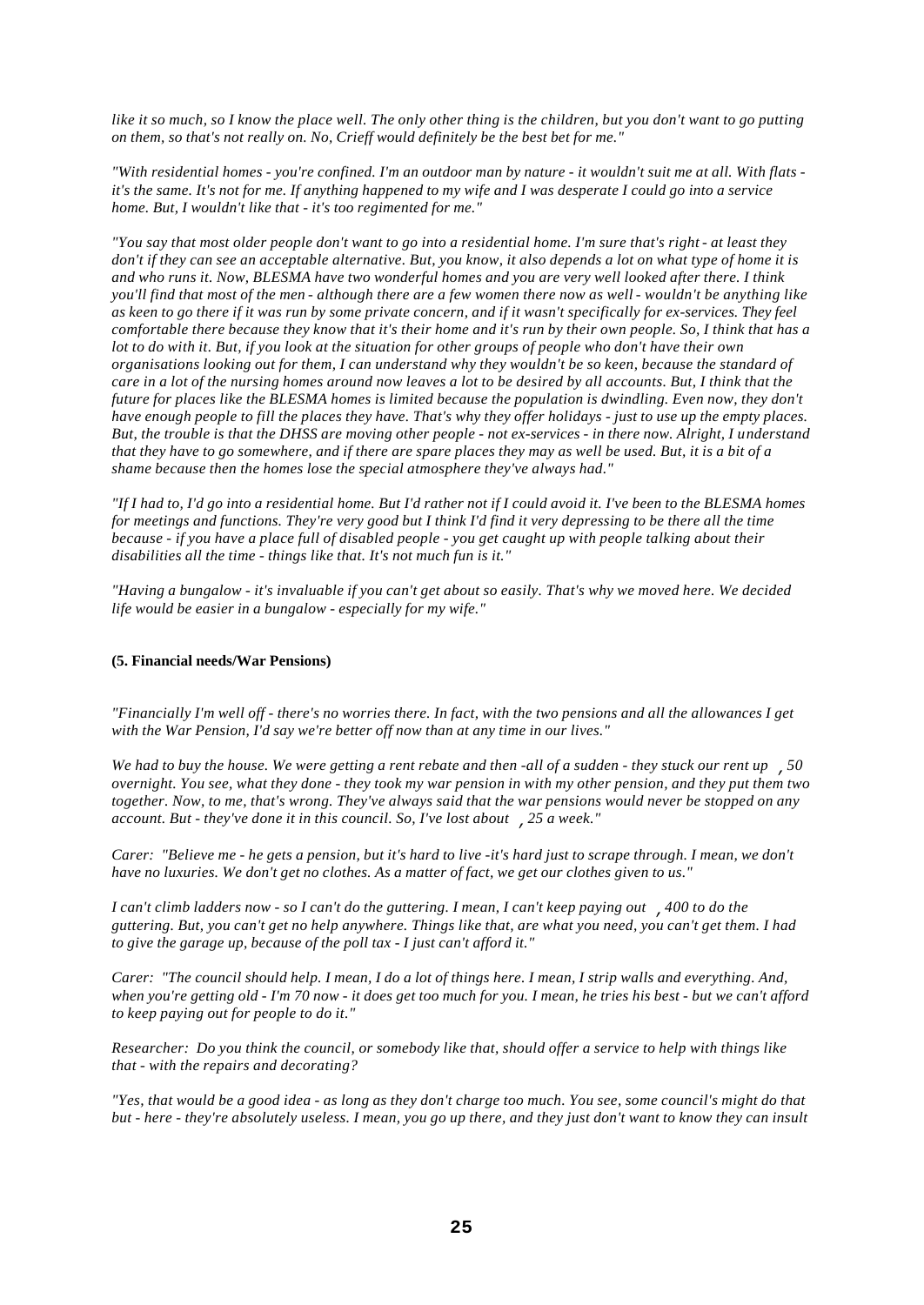*like it so much, so I know the place well. The only other thing is the children, but you don't want to go putting on them, so that's not really on. No, Crieff would definitely be the best bet for me."*

*"With residential homes - you're confined. I'm an outdoor man by nature - it wouldn't suit me at all. With flats - it's the same. It's not for me. If anything happened to my wife and I was desperate I could go into a service home. But, I wouldn't like that - it's too regimented for me."*

*"You say that most older people don't want to go into a residential home. I'm sure that's right - at least they don't if they can see an acceptable alternative. But, you know, it also depends a lot on what type of home it is and who runs it. Now, BLESMA have two wonderful homes and you are very well looked after there. I think you'll find that most of the men - although there are a few women there now as well - wouldn't be anything like as keen to go there if it was run by some private concern, and if it wasn't specifically for ex-services. They feel comfortable there because they know that it's their home and it's run by their own people. So, I think that has a lot to do with it. But, if you look at the situation for other groups of people who don't have their own organisations looking out for them, I can understand why they wouldn't be so keen, because the standard of care in a lot of the nursing homes around now leaves a lot to be desired by all accounts. But, I think that the future for places like the BLESMA homes is limited because the population is dwindling. Even now, they don't have enough people to fill the places they have. That's why they offer holidays - just to use up the empty places. But, the trouble is that the DHSS are moving other people - not ex-services - in there now. Alright, I understand that they have to go somewhere, and if there are spare places they may as well be used. But, it is a bit of a shame because then the homes lose the special atmosphere they've always had."*

*"If I had to, I'd go into a residential home. But I'd rather not if I could avoid it. I've been to the BLESMA homes for meetings and functions. They're very good but I think I'd find it very depressing to be there all the time because - if you have a place full of disabled people - you get caught up with people talking about their disabilities all the time - things like that. It's not much fun is it."*

*"Having a bungalow - it's invaluable if you can't get about so easily. That's why we moved here. We decided life would be easier in a bungalow - especially for my wife."*

**(5. Financial needs/War Pensions)**

*"Financially I'm well off - there's no worries there. In fact, with the two pensions and all the allowances I get with the War Pension, I'd say we're better off now than at any time in our lives."*

*We had to buy the house. We were getting a rent rebate and then -all of a sudden - they stuck our rent up ¸50 overnight. You see, what they done - they took my war pension in with my other pension, and they put them two together. Now, to me, that's wrong. They've always said that the war pensions would never be stopped on any account. But - they've done it in this council. So, I've lost about ¸25 a week."*

*Carer: "Believe me - he gets a pension, but it's hard to live -it's hard just to scrape through. I mean, we don't have no luxuries. We don't get no clothes. As a matter of fact, we get our clothes given to us."*

*I can't climb ladders now - so I can't do the guttering. I mean, I can't keep paying out ¸400 to do the guttering. But, you can't get no help anywhere. Things like that, are what you need, you can't get them. I had to give the garage up, because of the poll tax - I just can't afford it."*

*Carer: "The council should help. I mean, I do a lot of things here. I mean, I strip walls and everything. And, when you're getting old - I'm 70 now - it does get too much for you. I mean, he tries his best - but we can't afford to keep paying out for people to do it."*

*Researcher: Do you think the council, or somebody like that, should offer a service to help with things like that - with the repairs and decorating?*

*"Yes, that would be a good idea - as long as they don't charge too much. You see, some council's might do that but - here - they're absolutely useless. I mean, you go up there, and they just don't want to know they can insult*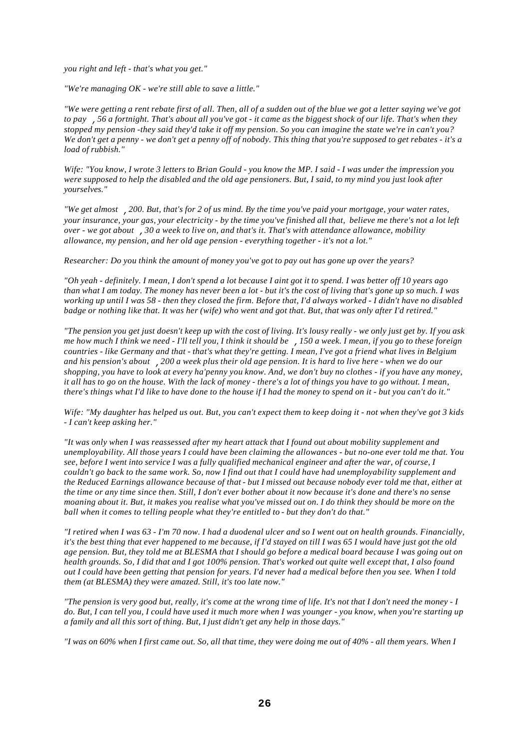*you right and left - that's what you get."*

*"We're managing OK - we're still able to save a little."*

*"We were getting a rent rebate first of all. Then, all of a sudden out of the blue we got a letter saying we've got to pay ,56 a fortnight. That's about all you've got - it came as the biggest shock of our life. That's when they stopped my pension -they said they'd take it off my pension. So you can imagine the state we're in can't you? We don't get a penny - we don't get a penny off of nobody. This thing that you're supposed to get rebates - it's a load of rubbish."*

*Wife: "You know, I wrote 3 letters to Brian Gould - you know the MP. I said - I was under the impression you were supposed to help the disabled and the old age pensioners. But, I said, to my mind you just look after yourselves."*

*"We get almost ,200. But, that's for 2 of us mind. By the time you've paid your mortgage, your water rates, your insurance, your gas, your electricity - by the time you've finished all that, believe me there's not a lot left over - we got about ,30 a week to live on, and that's it. That's with attendance allowance, mobility allowance, my pension, and her old age pension - everything together - it's not a lot."*

*Researcher: Do you think the amount of money you've got to pay out has gone up over the years?*

*"Oh yeah - definitely. I mean, I don't spend a lot because I aint got it to spend. I was better off 10 years ago than what I am today. The money has never been a lot - but it's the cost of living that's gone up so much. I was working up until I was 58 - then they closed the firm. Before that, I'd always worked - I didn't have no disabled badge or nothing like that. It was her (wife) who went and got that. But, that was only after I'd retired."*

*"The pension you get just doesn't keep up with the cost of living. It's lousy really - we only just get by. If you ask me how much I think we need - I'll tell you, I think it should be ,150 a week. I mean, if you go to these foreign countries - like Germany and that - that's what they're getting. I mean, I've got a friend what lives in Belgium and his pension's about ,200 a week plus their old age pension. It is hard to live here - when we do our shopping, you have to look at every ha'penny you know. And, we don't buy no clothes - if you have any money, it all has to go on the house. With the lack of money - there's a lot of things you have to go without. I mean, there's things what I'd like to have done to the house if I had the money to spend on it - but you can't do it."*

*Wife: "My daughter has helped us out. But, you can't expect them to keep doing it - not when they've got 3 kids - I can't keep asking her."*

*"It was only when I was reassessed after my heart attack that I found out about mobility supplement and unemployability. All those years I could have been claiming the allowances - but no-one ever told me that. You see, before I went into service I was a fully qualified mechanical engineer and after the war, of course, I couldn't go back to the same work. So, now I find out that I could have had unemployability supplement and the Reduced Earnings allowance because of that - but I missed out because nobody ever told me that, either at the time or any time since then. Still, I don't ever bother about it now because it's done and there's no sense moaning about it. But, it makes you realise what you've missed out on. I do think they should be more on the ball when it comes to telling people what they're entitled to - but they don't do that."*

*"I retired when I was 63 - I'm 70 now. I had a duodenal ulcer and so I went out on health grounds. Financially, it's the best thing that ever happened to me because, if I'd stayed on till I was 65 I would have just got the old age pension. But, they told me at BLESMA that I should go before a medical board because I was going out on health grounds. So, I did that and I got 100% pension. That's worked out quite well except that, I also found out I could have been getting that pension for years. I'd never had a medical before then you see. When I told them (at BLESMA) they were amazed. Still, it's too late now."*

*"The pension is very good but, really, it's come at the wrong time of life. It's not that I don't need the money - I do. But, I can tell you, I could have used it much more when I was younger - you know, when you're starting up a family and all this sort of thing. But, I just didn't get any help in those days."*

*"I was on 60% when I first came out. So, all that time, they were doing me out of 40% - all them years. When I*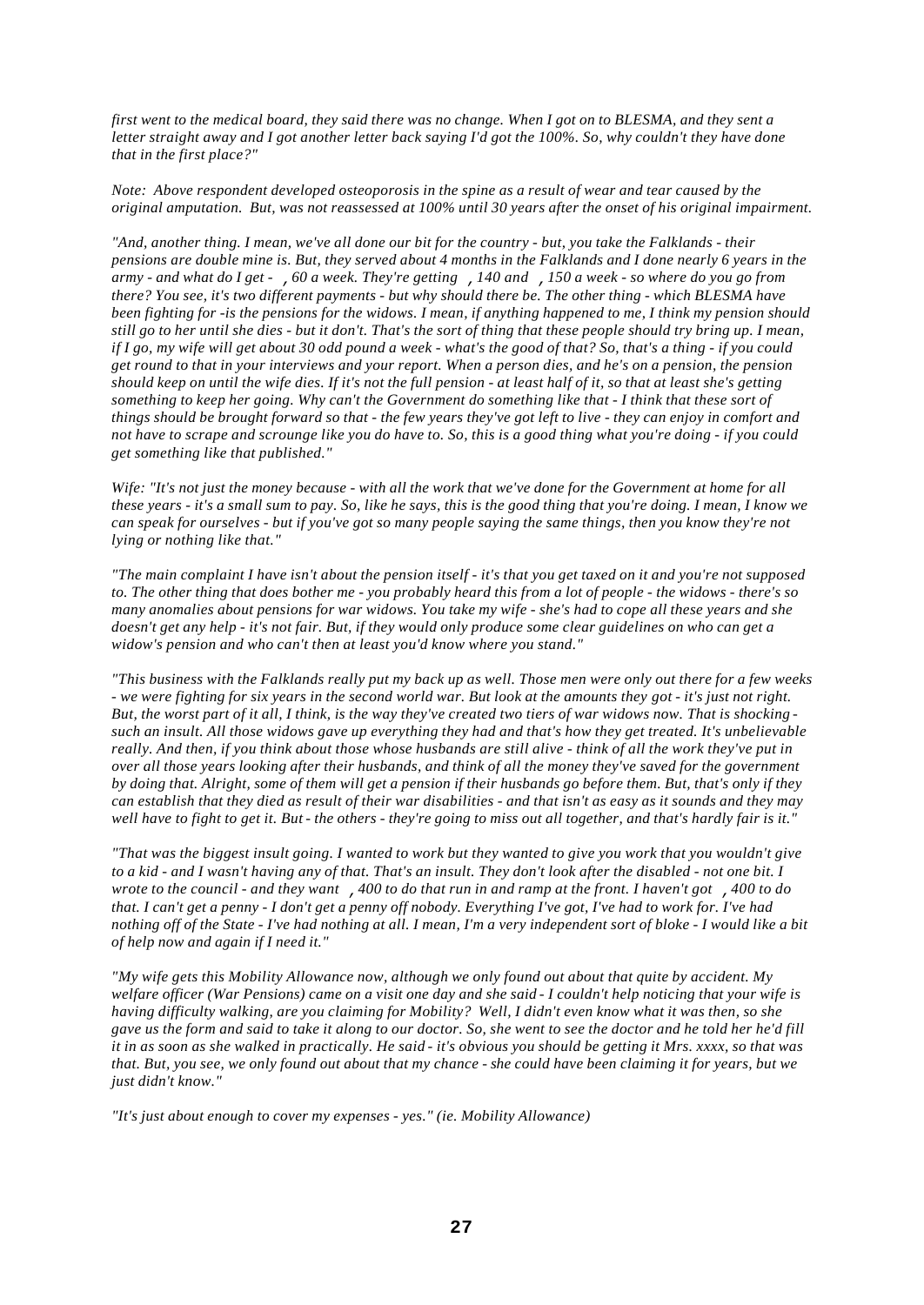*first went to the medical board, they said there was no change. When I got on to BLESMA, and they sent a letter straight away and I got another letter back saying I'd got the 100%. So, why couldn't they have done that in the first place?"*

*Note: Above respondent developed osteoporosis in the spine as a result of wear and tear caused by the original amputation. But, was not reassessed at 100% until 30 years after the onset of his original impairment.*

*"And, another thing. I mean, we've all done our bit for the country - but, you take the Falklands - their pensions are double mine is. But, they served about 4 months in the Falklands and I done nearly 6 years in the army - and what do I get - ‚ 60 a week. They're getting ‚ 140 and ‚ 150 a week - so where do you go from there? You see, it's two different payments - but why should there be. The other thing - which BLESMA have been fighting for -is the pensions for the widows. I mean, if anything happened to me, I think my pension should still go to her until she dies - but it don't. That's the sort of thing that these people should try bring up. I mean, if I go, my wife will get about 30 odd pound a week - what's the good of that? So, that's a thing - if you could get round to that in your interviews and your report. When a person dies, and he's on a pension, the pension should keep on until the wife dies. If it's not the full pension - at least half of it, so that at least she's getting something to keep her going. Why can't the Government do something like that - I think that these sort of things should be brought forward so that - the few years they've got left to live - they can enjoy in comfort and not have to scrape and scrounge like you do have to. So, this is a good thing what you're doing - if you could get something like that published."*

*Wife: "It's not just the money because - with all the work that we've done for the Government at home for all these years - it's a small sum to pay. So, like he says, this is the good thing that you're doing. I mean, I know we can speak for ourselves - but if you've got so many people saying the same things, then you know they're not lying or nothing like that."*

*"The main complaint I have isn't about the pension itself - it's that you get taxed on it and you're not supposed to. The other thing that does bother me - you probably heard this from a lot of people - the widows - there's so many anomalies about pensions for war widows. You take my wife - she's had to cope all these years and she doesn't get any help - it's not fair. But, if they would only produce some clear guidelines on who can get a widow's pension and who can't then at least you'd know where you stand."*

*"This business with the Falklands really put my back up as well. Those men were only out there for a few weeks - we were fighting for six years in the second world war. But look at the amounts they got - it's just not right. But, the worst part of it all, I think, is the way they've created two tiers of war widows now. That is shocking - such an insult. All those widows gave up everything they had and that's how they get treated. It's unbelievable really. And then, if you think about those whose husbands are still alive - think of all the work they've put in over all those years looking after their husbands, and think of all the money they've saved for the government by doing that. Alright, some of them will get a pension if their husbands go before them. But, that's only if they can establish that they died as result of their war disabilities - and that isn't as easy as it sounds and they may well have to fight to get it. But - the others - they're going to miss out all together, and that's hardly fair is it."*

*"That was the biggest insult going. I wanted to work but they wanted to give you work that you wouldn't give to a kid - and I wasn't having any of that. That's an insult. They don't look after the disabled - not one bit. I wrote to the council - and they want ‚ 400 to do that run in and ramp at the front. I haven't got ‚ 400 to do that. I can't get a penny - I don't get a penny off nobody. Everything I've got, I've had to work for. I've had nothing off of the State - I've had nothing at all. I mean, I'm a very independent sort of bloke - I would like a bit of help now and again if I need it."*

*"My wife gets this Mobility Allowance now, although we only found out about that quite by accident. My welfare officer (War Pensions) came on a visit one day and she said - I couldn't help noticing that your wife is having difficulty walking, are you claiming for Mobility? Well, I didn't even know what it was then, so she gave us the form and said to take it along to our doctor. So, she went to see the doctor and he told her he'd fill it in as soon as she walked in practically. He said - it's obvious you should be getting it Mrs. xxxx, so that was that. But, you see, we only found out about that my chance - she could have been claiming it for years, but we just didn't know."*

*"It's just about enough to cover my expenses - yes." (ie. Mobility Allowance)*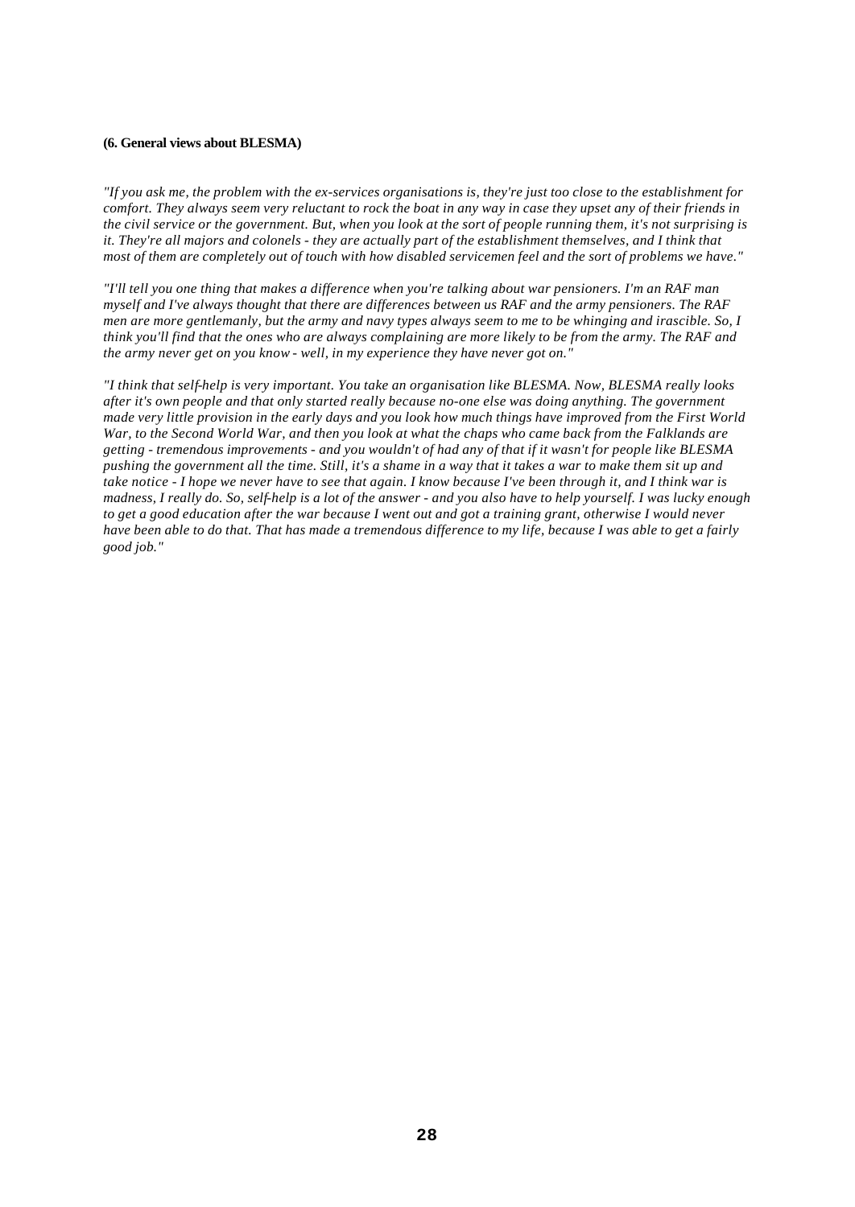**(6. General views about BLESMA)**

*"If you ask me, the problem with the ex-services organisations is, they're just too close to the establishment for comfort. They always seem very reluctant to rock the boat in any way in case they upset any of their friends in the civil service or the government. But, when you look at the sort of people running them, it's not surprising is it. They're all majors and colonels - they are actually part of the establishment themselves, and I think that most of them are completely out of touch with how disabled servicemen feel and the sort of problems we have."*

*"I'll tell you one thing that makes a difference when you're talking about war pensioners. I'm an RAF man myself and I've always thought that there are differences between us RAF and the army pensioners. The RAF men are more gentlemanly, but the army and navy types always seem to me to be whinging and irascible. So, I think you'll find that the ones who are always complaining are more likely to be from the army. The RAF and the army never get on you know - well, in my experience they have never got on."*

*"I think that self-help is very important. You take an organisation like BLESMA. Now, BLESMA really looks after it's own people and that only started really because no-one else was doing anything. The government made very little provision in the early days and you look how much things have improved from the First World War, to the Second World War, and then you look at what the chaps who came back from the Falklands are getting - tremendous improvements - and you wouldn't of had any of that if it wasn't for people like BLESMA pushing the government all the time. Still, it's a shame in a way that it takes a war to make them sit up and take notice - I hope we never have to see that again. I know because I've been through it, and I think war is madness, I really do. So, self-help is a lot of the answer - and you also have to help yourself. I was lucky enough to get a good education after the war because I went out and got a training grant, otherwise I would never have been able to do that. That has made a tremendous difference to my life, because I was able to get a fairly good job."*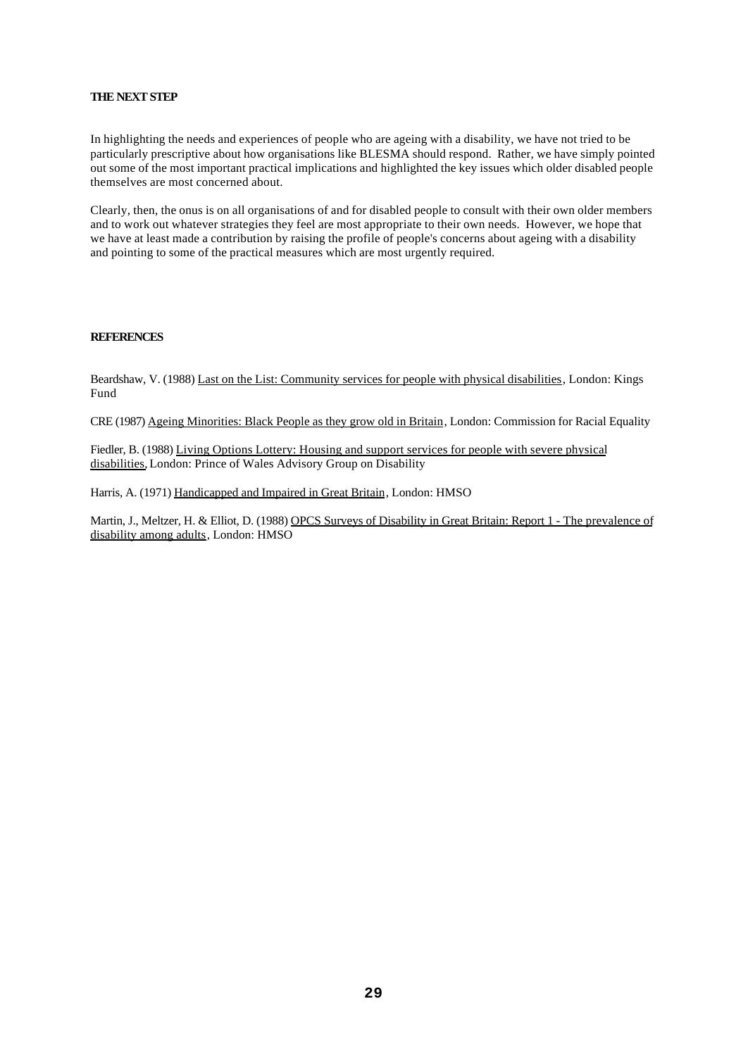## THE NEXT STEP

In highlighting the needs and experiences of people who are ageing with a disability, we have not tried to be particularly prescriptive about how organisations like BLESMA should respond. Rather, we have simply pointed out some of the most important practical implications and highlighted the key issues which older disabled people themselves are most concerned about.

Clearly, then, the onus is on all organisations of and for disabled people to consult with their own older members and to work out whatever strategies they feel are most appropriate to their own needs. However, we hope that we have at least made a contribution by raising the profile of people's concerns about ageing with a disability and pointing to some of the practical measures which are most urgently required.

## REFERENCES

Beardshaw, V. (1988) Last on the List: Community services for people with physical disabilities, London: Kings Fund

CRE (1987) Ageing Minorities: Black People as they grow old in Britain, London: Commission for Racial Equality

Fiedler, B. (1988) Living Options Lottery: Housing and support services for people with severe physical disabilities, London: Prince of Wales Advisory Group on Disability

Harris, A. (1971) Handicapped and Impaired in Great Britain, London: HMSO

Martin, J., Meltzer, H. & Elliot, D. (1988) OPCS Surveys of Disability in Great Britain: Report 1 - The prevalence of disability among adults, London: HMSO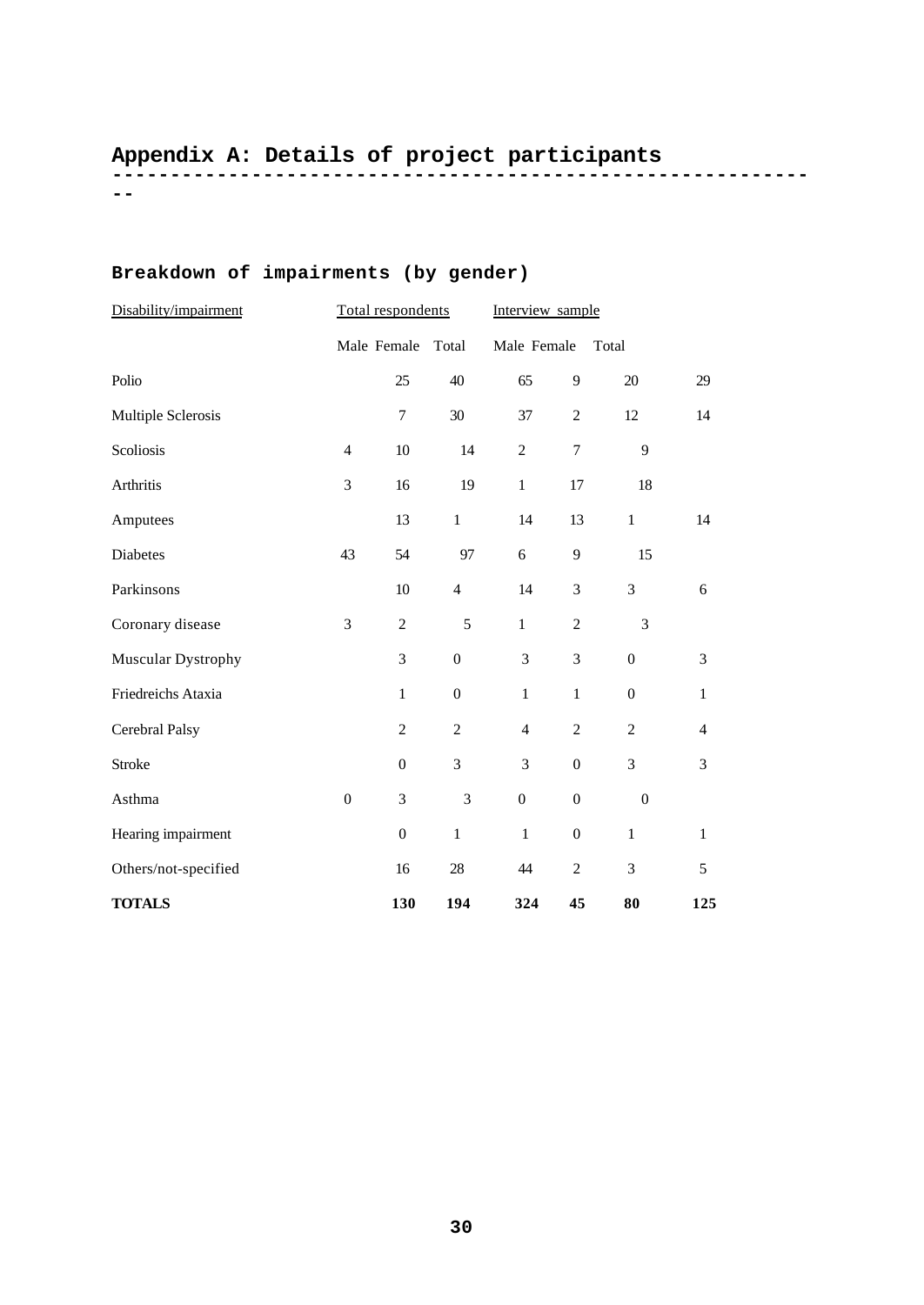# Appendix A: Details of project participants

## Breakdown of impairments (by gender)

| Disability/impairment | Total respondents | | | Interview sample | | |
|---|---|---|---|---|---|---|
| | Male | Female | Total | Male | Female | Total |
| Polio | 25 | 40 | 65 | 9 | 20 | 29 |
| Multiple Sclerosis | 7 | 30 | 37 | 2 | 12 | 14 |
| Scoliosis | 4 | 10 | 14 | 2 | 7 | 9 |
| Arthritis | 3 | 16 | 19 | 1 | 17 | 18 |
| Amputees | 13 | 1 | 14 | 13 | 1 | 14 |
| Diabetes | 43 | 54 | 97 | 6 | 9 | 15 |
| Parkinsons | 10 | 4 | 14 | 3 | 3 | 6 |
| Coronary disease | 3 | 2 | 5 | 1 | 2 | 3 |
| Muscular Dystrophy | 3 | 0 | 3 | 3 | 0 | 3 |
| Friedreichs Ataxia | 1 | 0 | 1 | 1 | 0 | 1 |
| Cerebral Palsy | 2 | 2 | 4 | 2 | 2 | 4 |
| Stroke | 0 | 3 | 3 | 0 | 3 | 3 |
| Asthma | 0 | 3 | 3 | 0 | 0 | 0 |
| Hearing impairment | 0 | 1 | 1 | 0 | 1 | 1 |
| Others/not-specified | 16 | 28 | 44 | 2 | 3 | 5 |
| **TOTALS** | **130** | **194** | **324** | **45** | **80** | **125** |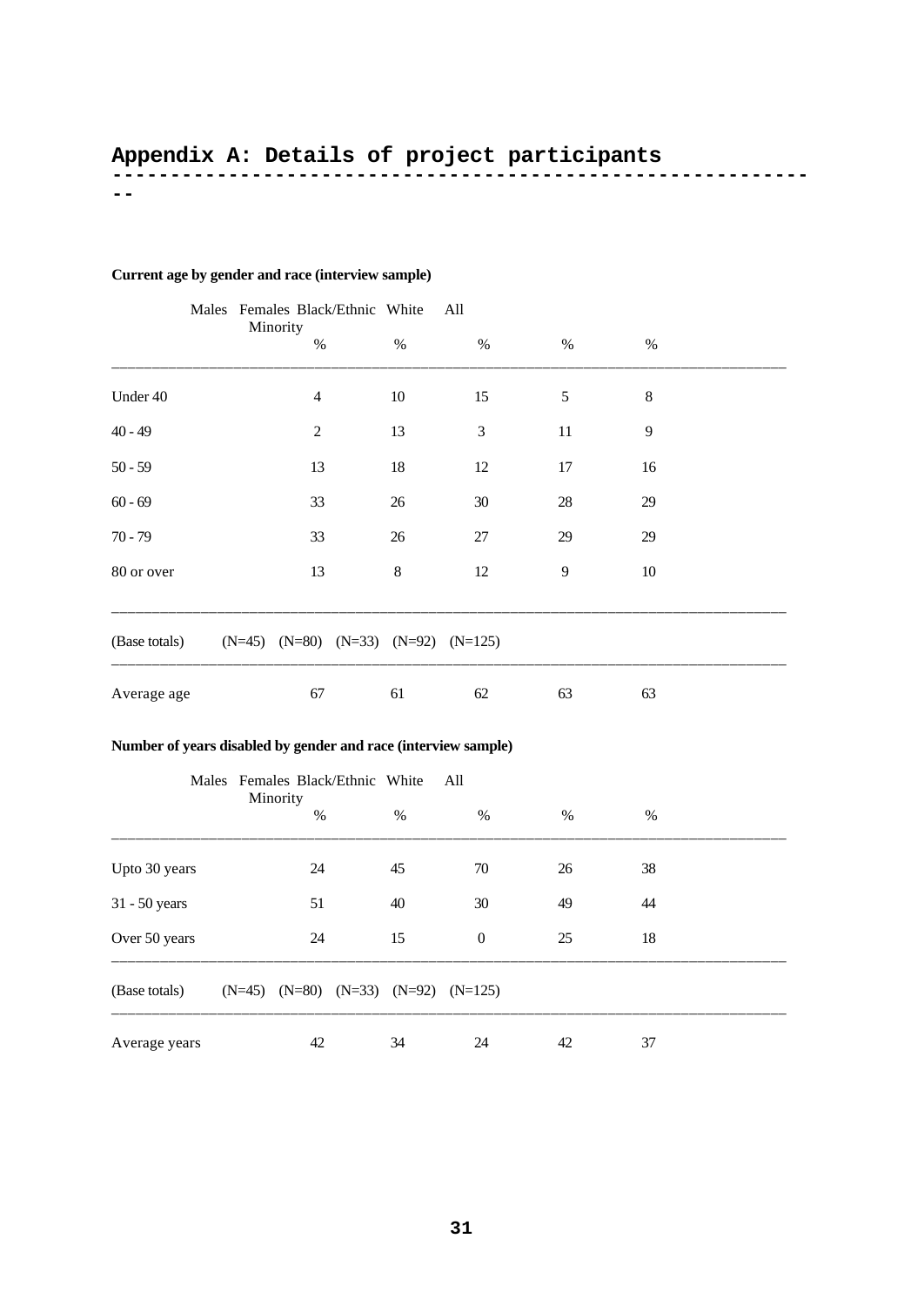# Appendix A: Details of project participants

**Current age by gender and race (interview sample)**

| | Males | Females | Black/Ethnic Minority | White | All |
|---|---|---|---|---|---|
| | % | % | % | % | % |
| Under 40 | 4 | 10 | 15 | 5 | 8 |
| 40 - 49 | 2 | 13 | 3 | 11 | 9 |
| 50 - 59 | 13 | 18 | 12 | 17 | 16 |
| 60 - 69 | 33 | 26 | 30 | 28 | 29 |
| 70 - 79 | 33 | 26 | 27 | 29 | 29 |
| 80 or over | 13 | 8 | 12 | 9 | 10 |
| (Base totals) | (N=45) | (N=80) | (N=33) | (N=92) | (N=125) |
| Average age | 67 | 61 | 62 | 63 | 63 |

**Number of years disabled by gender and race (interview sample)**

| | Males | Females | Black/Ethnic Minority | White | All |
|---|---|---|---|---|---|
| | % | % | % | % | % |
| Upto 30 years | 24 | 45 | 70 | 26 | 38 |
| 31 - 50 years | 51 | 40 | 30 | 49 | 44 |
| Over 50 years | 24 | 15 | 0 | 25 | 18 |
| (Base totals) | (N=45) | (N=80) | (N=33) | (N=92) | (N=125) |
| Average years | 42 | 34 | 24 | 42 | 37 |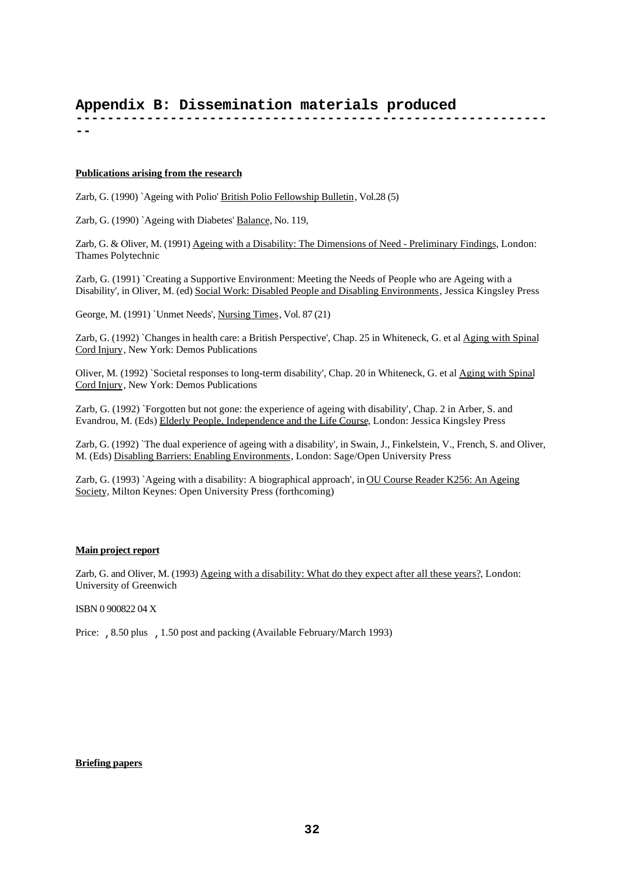# Appendix B: Dissemination materials produced

**Publications arising from the research**

Zarb, G. (1990) `Ageing with Polio' British Polio Fellowship Bulletin, Vol.28 (5)

Zarb, G. (1990) `Ageing with Diabetes' Balance, No. 119,

Zarb, G. & Oliver, M. (1991) Ageing with a Disability: The Dimensions of Need - Preliminary Findings, London: Thames Polytechnic

Zarb, G. (1991) `Creating a Supportive Environment: Meeting the Needs of People who are Ageing with a Disability', in Oliver, M. (ed) Social Work: Disabled People and Disabling Environments, Jessica Kingsley Press

George, M. (1991) `Unmet Needs', Nursing Times, Vol. 87 (21)

Zarb, G. (1992) `Changes in health care: a British Perspective', Chap. 25 in Whiteneck, G. et al Aging with Spinal Cord Injury, New York: Demos Publications

Oliver, M. (1992) `Societal responses to long-term disability', Chap. 20 in Whiteneck, G. et al Aging with Spinal Cord Injury, New York: Demos Publications

Zarb, G. (1992) `Forgotten but not gone: the experience of ageing with disability', Chap. 2 in Arber, S. and Evandrou, M. (Eds) Elderly People, Independence and the Life Course, London: Jessica Kingsley Press

Zarb, G. (1992) `The dual experience of ageing with a disability', in Swain, J., Finkelstein, V., French, S. and Oliver, M. (Eds) Disabling Barriers: Enabling Environments, London: Sage/Open University Press

Zarb, G. (1993) `Ageing with a disability: A biographical approach', in OU Course Reader K256: An Ageing Society, Milton Keynes: Open University Press (forthcoming)

**Main project report**

Zarb, G. and Oliver, M. (1993) Ageing with a disability: What do they expect after all these years?, London: University of Greenwich

ISBN 0 900822 04 X

Price: ,8.50 plus ,1.50 post and packing (Available February/March 1993)

**Briefing papers**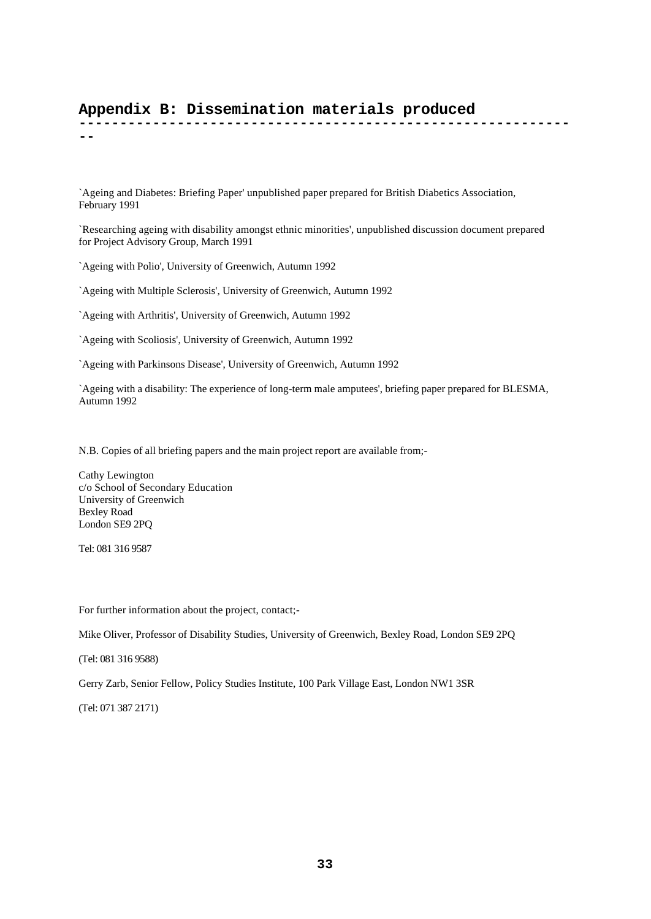## Appendix B: Dissemination materials produced

`Ageing and Diabetes: Briefing Paper' unpublished paper prepared for British Diabetics Association, February 1991

`Researching ageing with disability amongst ethnic minorities', unpublished discussion document prepared for Project Advisory Group, March 1991

`Ageing with Polio', University of Greenwich, Autumn 1992

`Ageing with Multiple Sclerosis', University of Greenwich, Autumn 1992

`Ageing with Arthritis', University of Greenwich, Autumn 1992

`Ageing with Scoliosis', University of Greenwich, Autumn 1992

`Ageing with Parkinsons Disease', University of Greenwich, Autumn 1992

`Ageing with a disability: The experience of long-term male amputees', briefing paper prepared for BLESMA, Autumn 1992

N.B. Copies of all briefing papers and the main project report are available from;-

Cathy Lewington
c/o School of Secondary Education
University of Greenwich
Bexley Road
London SE9 2PQ

Tel: 081 316 9587

For further information about the project, contact;-

Mike Oliver, Professor of Disability Studies, University of Greenwich, Bexley Road, London SE9 2PQ

(Tel: 081 316 9588)

Gerry Zarb, Senior Fellow, Policy Studies Institute, 100 Park Village East, London NW1 3SR

(Tel: 071 387 2171)